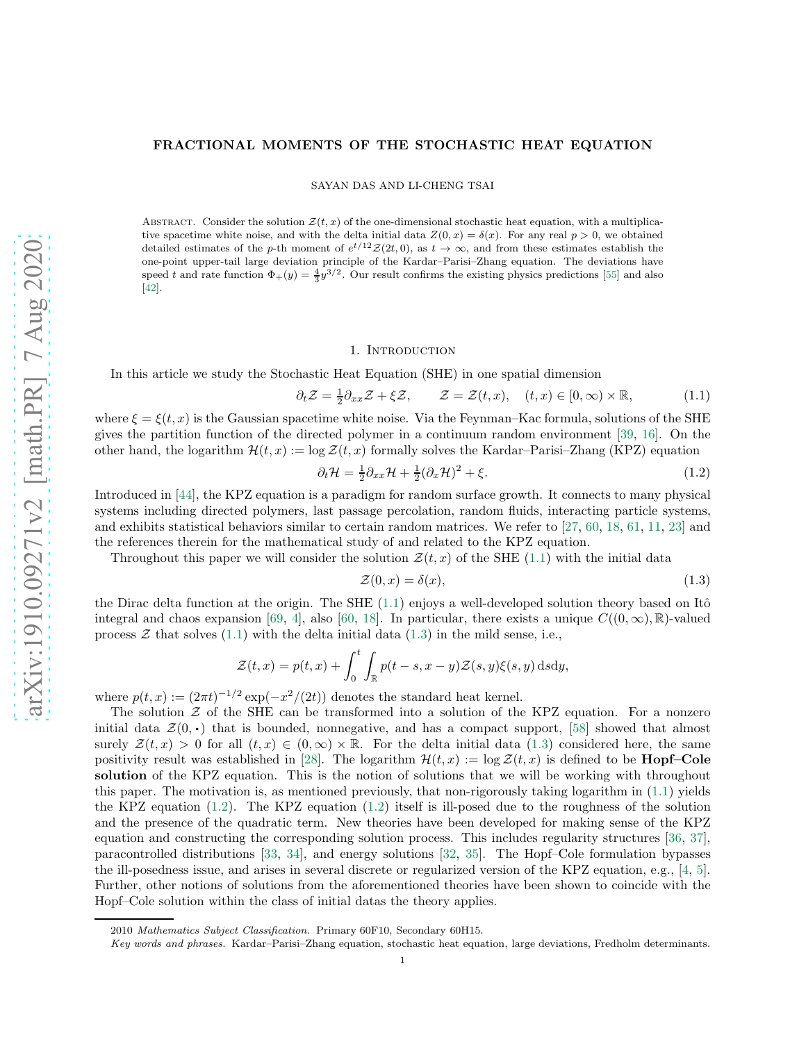# FRACTIONAL MOMENTS OF THE STOCHASTIC HEAT EQUATION

SAYAN DAS AND LI-CHENG TSAI

ABSTRACT. Consider the solution $\mathcal{Z}(t,x)$ of the one-dimensional stochastic heat equation, with a multiplicative spacetime white noise, and with the delta initial data $Z(0,x) = \delta(x)$. For any real $p > 0$, we obtained detailed estimates of the $p$-th moment of $e^{t/12}\mathcal{Z}(2t,0)$, as $t \to \infty$, and from these estimates establish the one-point upper-tail large deviation principle of the Kardar–Parisi–Zhang equation. The deviations have speed $t$ and rate function $\Phi_+(y) = \frac{4}{3}y^{3/2}$. Our result confirms the existing physics predictions [55] and also [42].

## 1. Introduction

In this article we study the Stochastic Heat Equation (SHE) in one spatial dimension

$$\partial_t \mathcal{Z} = \tfrac{1}{2}\partial_{xx}\mathcal{Z} + \xi\mathcal{Z}, \qquad \mathcal{Z} = \mathcal{Z}(t,x), \quad (t,x) \in [0,\infty) \times \mathbb{R}, \tag{1.1}$$

where $\xi = \xi(t,x)$ is the Gaussian spacetime white noise. Via the Feynman–Kac formula, solutions of the SHE gives the partition function of the directed polymer in a continuum random environment [39, 16]. On the other hand, the logarithm $\mathcal{H}(t,x) := \log \mathcal{Z}(t,x)$ formally solves the Kardar–Parisi–Zhang (KPZ) equation

$$\partial_t \mathcal{H} = \tfrac{1}{2}\partial_{xx}\mathcal{H} + \tfrac{1}{2}(\partial_x \mathcal{H})^2 + \xi. \tag{1.2}$$

Introduced in [44], the KPZ equation is a paradigm for random surface growth. It connects to many physical systems including directed polymers, last passage percolation, random fluids, interacting particle systems, and exhibits statistical behaviors similar to certain random matrices. We refer to [27, 60, 18, 61, 11, 23] and the references therein for the mathematical study of and related to the KPZ equation.

Throughout this paper we will consider the solution $\mathcal{Z}(t,x)$ of the SHE (1.1) with the initial data

$$\mathcal{Z}(0,x) = \delta(x), \tag{1.3}$$

the Dirac delta function at the origin. The SHE (1.1) enjoys a well-developed solution theory based on Itô integral and chaos expansion [69, 4], also [60, 18]. In particular, there exists a unique $C((0,\infty),\mathbb{R})$-valued process $\mathcal{Z}$ that solves (1.1) with the delta initial data (1.3) in the mild sense, i.e.,

$$\mathcal{Z}(t,x) = p(t,x) + \int_0^t \int_{\mathbb{R}} p(t-s,x-y)\mathcal{Z}(s,y)\xi(s,y)\,\mathrm{d}s\mathrm{d}y,$$

where $p(t,x) := (2\pi t)^{-1/2}\exp(-x^2/(2t))$ denotes the standard heat kernel.

The solution $\mathcal{Z}$ of the SHE can be transformed into a solution of the KPZ equation. For a nonzero initial data $\mathcal{Z}(0,\bullet)$ that is bounded, nonnegative, and has a compact support, [58] showed that almost surely $\mathcal{Z}(t,x) > 0$ for all $(t,x) \in (0,\infty) \times \mathbb{R}$. For the delta initial data (1.3) considered here, the same positivity result was established in [28]. The logarithm $\mathcal{H}(t,x) := \log \mathcal{Z}(t,x)$ is defined to be **Hopf–Cole solution** of the KPZ equation. This is the notion of solutions that we will be working with throughout this paper. The motivation is, as mentioned previously, that non-rigorously taking logarithm in (1.1) yields the KPZ equation (1.2). The KPZ equation (1.2) itself is ill-posed due to the roughness of the solution and the presence of the quadratic term. New theories have been developed for making sense of the KPZ equation and constructing the corresponding solution process. This includes regularity structures [36, 37], paracontrolled distributions [33, 34], and energy solutions [32, 35]. The Hopf–Cole formulation bypasses the ill-posedness issue, and arises in several discrete or regularized version of the KPZ equation, e.g., [4, 5]. Further, other notions of solutions from the aforementioned theories have been shown to coincide with the Hopf–Cole solution within the class of initial datas the theory applies.

2010 *Mathematics Subject Classification.* Primary 60F10, Secondary 60H15.

*Key words and phrases.* Kardar–Parisi–Zhang equation, stochastic heat equation, large deviations, Fredholm determinants.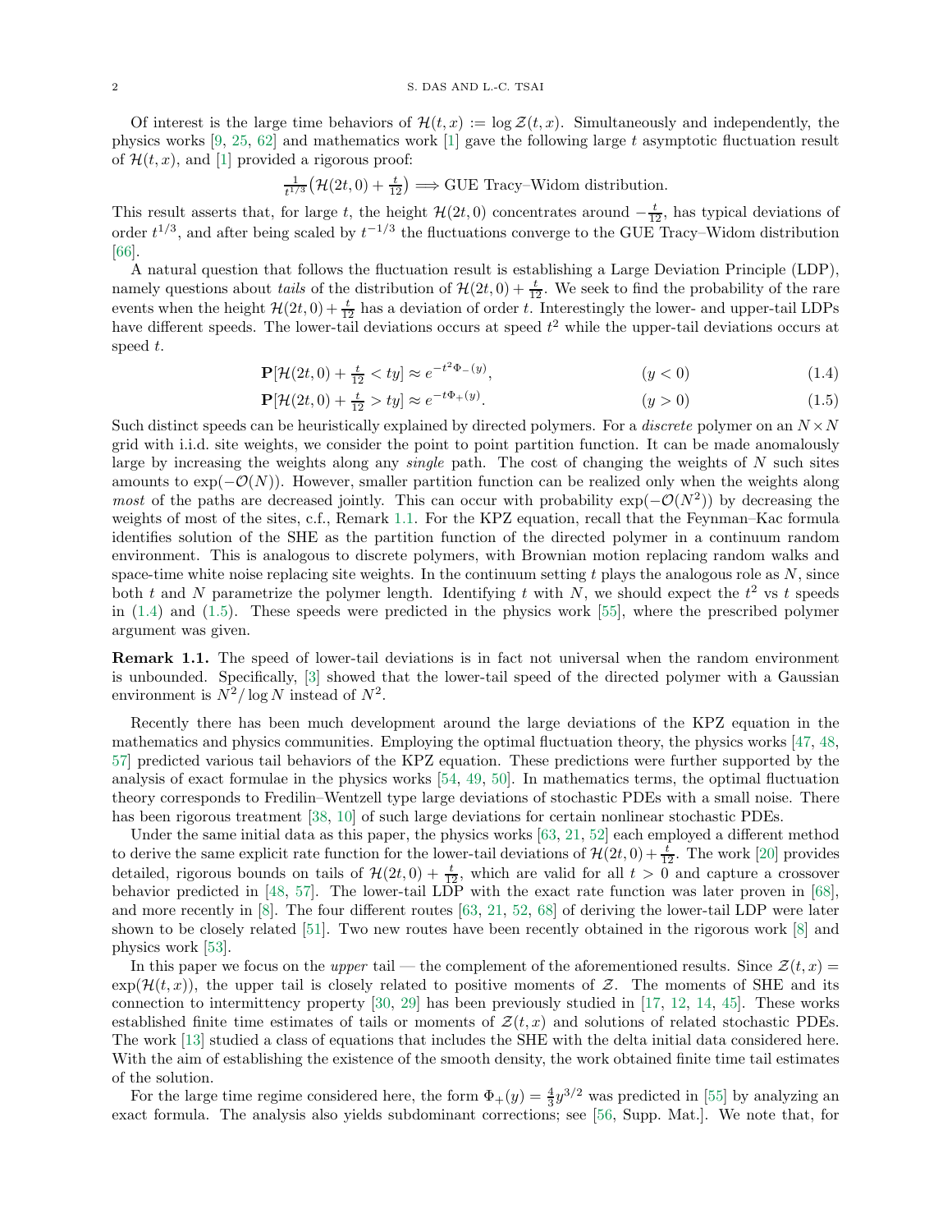Of interest is the large time behaviors of $\mathcal{H}(t,x) := \log \mathcal{Z}(t,x)$. Simultaneously and independently, the physics works [9, 25, 62] and mathematics work [1] gave the following large $t$ asymptotic fluctuation result of $\mathcal{H}(t,x)$, and [1] provided a rigorous proof:

$$\tfrac{1}{t^{1/3}}\big(\mathcal{H}(2t,0) + \tfrac{t}{12}\big) \Longrightarrow \text{GUE Tracy–Widom distribution.}$$

This result asserts that, for large $t$, the height $\mathcal{H}(2t,0)$ concentrates around $-\frac{t}{12}$, has typical deviations of order $t^{1/3}$, and after being scaled by $t^{-1/3}$ the fluctuations converge to the GUE Tracy–Widom distribution [66].

A natural question that follows the fluctuation result is establishing a Large Deviation Principle (LDP), namely questions about *tails* of the distribution of $\mathcal{H}(2t,0) + \frac{t}{12}$. We seek to find the probability of the rare events when the height $\mathcal{H}(2t,0) + \frac{t}{12}$ has a deviation of order $t$. Interestingly the lower- and upper-tail LDPs have different speeds. The lower-tail deviations occurs at speed $t^2$ while the upper-tail deviations occurs at speed $t$.

$$\mathbf{P}[\mathcal{H}(2t,0) + \tfrac{t}{12} < ty] \approx e^{-t^2\Phi_-(y)}, \qquad (y<0) \tag{1.4}$$

$$\mathbf{P}[\mathcal{H}(2t,0) + \tfrac{t}{12} > ty] \approx e^{-t\Phi_+(y)}. \qquad (y>0) \tag{1.5}$$

Such distinct speeds can be heuristically explained by directed polymers. For a *discrete* polymer on an $N \times N$ grid with i.i.d. site weights, we consider the point to point partition function. It can be made anomalously large by increasing the weights along any *single* path. The cost of changing the weights of $N$ such sites amounts to $\exp(-\mathcal{O}(N))$. However, smaller partition function can be realized only when the weights along *most* of the paths are decreased jointly. This can occur with probability $\exp(-\mathcal{O}(N^2))$ by decreasing the weights of most of the sites, c.f., Remark 1.1. For the KPZ equation, recall that the Feynman–Kac formula identifies solution of the SHE as the partition function of the directed polymer in a continuum random environment. This is analogous to discrete polymers, with Brownian motion replacing random walks and space-time white noise replacing site weights. In the continuum setting $t$ plays the analogous role as $N$, since both $t$ and $N$ parametrize the polymer length. Identifying $t$ with $N$, we should expect the $t^2$ vs $t$ speeds in (1.4) and (1.5). These speeds were predicted in the physics work [55], where the prescribed polymer argument was given.

**Remark 1.1.** The speed of lower-tail deviations is in fact not universal when the random environment is unbounded. Specifically, [3] showed that the lower-tail speed of the directed polymer with a Gaussian environment is $N^2/\log N$ instead of $N^2$.

Recently there has been much development around the large deviations of the KPZ equation in the mathematics and physics communities. Employing the optimal fluctuation theory, the physics works [47, 48, 57] predicted various tail behaviors of the KPZ equation. These predictions were further supported by the analysis of exact formulae in the physics works [54, 49, 50]. In mathematics terms, the optimal fluctuation theory corresponds to Fredilin–Wentzell type large deviations of stochastic PDEs with a small noise. There has been rigorous treatment [38, 10] of such large deviations for certain nonlinear stochastic PDEs.

Under the same initial data as this paper, the physics works [63, 21, 52] each employed a different method to derive the same explicit rate function for the lower-tail deviations of $\mathcal{H}(2t,0) + \frac{t}{12}$. The work [20] provides detailed, rigorous bounds on tails of $\mathcal{H}(2t,0) + \frac{t}{12}$, which are valid for all $t > 0$ and capture a crossover behavior predicted in [48, 57]. The lower-tail LDP with the exact rate function was later proven in [68], and more recently in [8]. The four different routes [63, 21, 52, 68] of deriving the lower-tail LDP were later shown to be closely related [51]. Two new routes have been recently obtained in the rigorous work [8] and physics work [53].

In this paper we focus on the *upper* tail — the complement of the aforementioned results. Since $\mathcal{Z}(t,x) = \exp(\mathcal{H}(t,x))$, the upper tail is closely related to positive moments of $\mathcal{Z}$. The moments of SHE and its connection to intermittency property [30, 29] has been previously studied in [17, 12, 14, 45]. These works established finite time estimates of tails or moments of $\mathcal{Z}(t,x)$ and solutions of related stochastic PDEs. The work [13] studied a class of equations that includes the SHE with the delta initial data considered here. With the aim of establishing the existence of the smooth density, the work obtained finite time tail estimates of the solution.

For the large time regime considered here, the form $\Phi_+(y) = \frac{4}{3}y^{3/2}$ was predicted in [55] by analyzing an exact formula. The analysis also yields subdominant corrections; see [56, Supp. Mat.]. We note that, for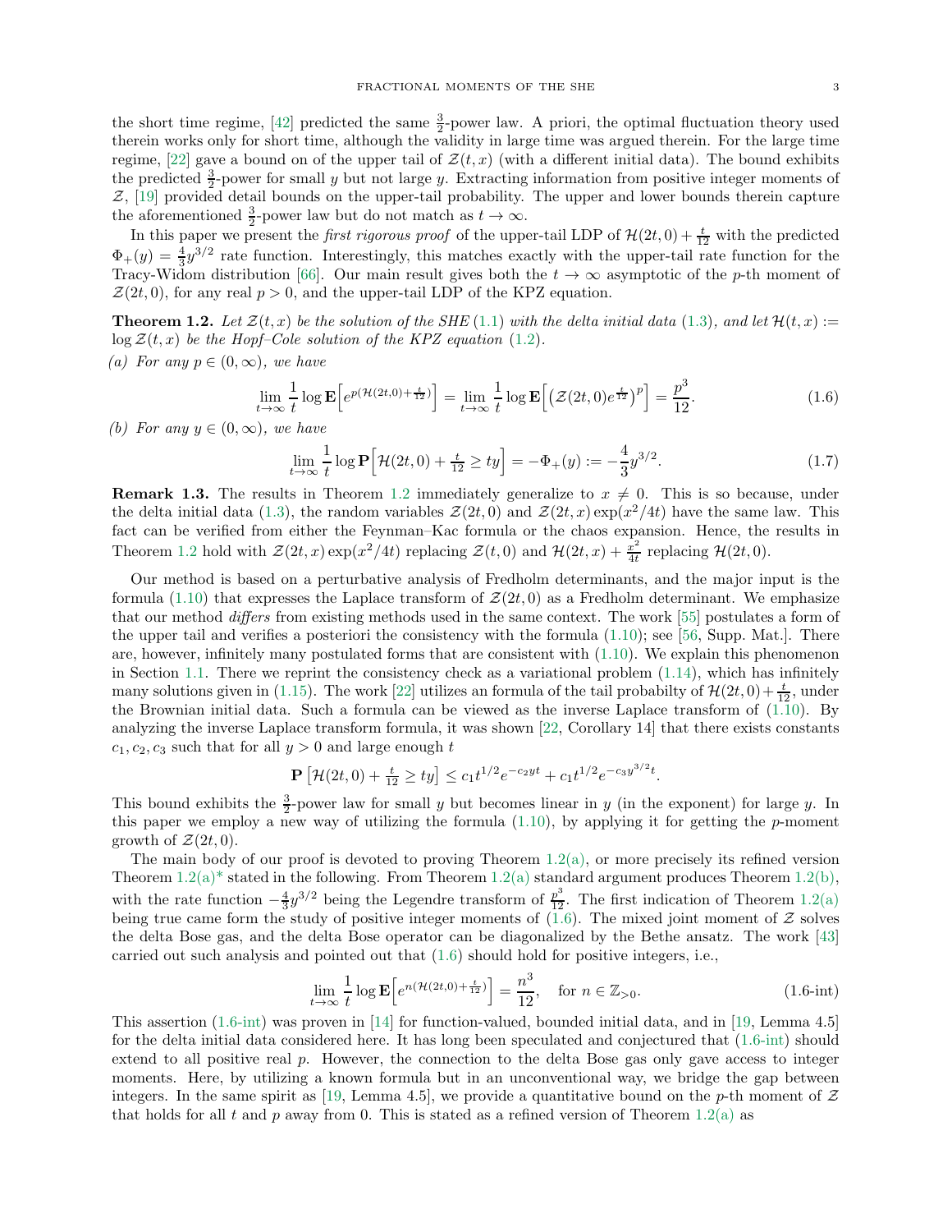the short time regime, [42] predicted the same $\frac{3}{2}$-power law. A priori, the optimal fluctuation theory used therein works only for short time, although the validity in large time was argued therein. For the large time regime, [22] gave a bound on of the upper tail of $\mathcal{Z}(t,x)$ (with a different initial data). The bound exhibits the predicted $\frac{3}{2}$-power for small $y$ but not large $y$. Extracting information from positive integer moments of $\mathcal{Z}$, [19] provided detail bounds on the upper-tail probability. The upper and lower bounds therein capture the aforementioned $\frac{3}{2}$-power law but do not match as $t \to \infty$.

In this paper we present the *first rigorous proof* of the upper-tail LDP of $\mathcal{H}(2t,0) + \frac{t}{12}$ with the predicted $\Phi_+(y) = \frac{4}{3}y^{3/2}$ rate function. Interestingly, this matches exactly with the upper-tail rate function for the Tracy-Widom distribution [66]. Our main result gives both the $t \to \infty$ asymptotic of the $p$-th moment of $\mathcal{Z}(2t,0)$, for any real $p > 0$, and the upper-tail LDP of the KPZ equation.

**Theorem 1.2.** *Let $\mathcal{Z}(t,x)$ be the solution of the SHE (1.1) with the delta initial data (1.3), and let $\mathcal{H}(t,x) := \log \mathcal{Z}(t,x)$ be the Hopf–Cole solution of the KPZ equation (1.2).*

*(a) For any $p \in (0,\infty)$, we have*

$$\lim_{t\to\infty} \frac{1}{t} \log \mathbf{E}\Big[e^{p(\mathcal{H}(2t,0)+\frac{t}{12})}\Big] = \lim_{t\to\infty} \frac{1}{t} \log \mathbf{E}\Big[\big(\mathcal{Z}(2t,0)e^{\frac{t}{12}}\big)^p\Big] = \frac{p^3}{12}. \tag{1.6}$$

*(b) For any $y \in (0,\infty)$, we have*

$$\lim_{t\to\infty} \frac{1}{t} \log \mathbf{P}\Big[\mathcal{H}(2t,0) + \tfrac{t}{12} \geq ty\Big] = -\Phi_+(y) := -\frac{4}{3}y^{3/2}. \tag{1.7}$$

**Remark 1.3.** The results in Theorem 1.2 immediately generalize to $x \neq 0$. This is so because, under the delta initial data (1.3), the random variables $\mathcal{Z}(2t,0)$ and $\mathcal{Z}(2t,x)\exp(x^2/4t)$ have the same law. This fact can be verified from either the Feynman–Kac formula or the chaos expansion. Hence, the results in Theorem 1.2 hold with $\mathcal{Z}(2t,x)\exp(x^2/4t)$ replacing $\mathcal{Z}(t,0)$ and $\mathcal{H}(2t,x) + \frac{x^2}{4t}$ replacing $\mathcal{H}(2t,0)$.

Our method is based on a perturbative analysis of Fredholm determinants, and the major input is the formula (1.10) that expresses the Laplace transform of $\mathcal{Z}(2t,0)$ as a Fredholm determinant. We emphasize that our method *differs* from existing methods used in the same context. The work [55] postulates a form of the upper tail and verifies a posteriori the consistency with the formula (1.10); see [56, Supp. Mat.]. There are, however, infinitely many postulated forms that are consistent with (1.10). We explain this phenomenon in Section 1.1. There we reprint the consistency check as a variational problem (1.14), which has infinitely many solutions given in (1.15). The work [22] utilizes an formula of the tail probabilty of $\mathcal{H}(2t,0) + \frac{t}{12}$, under the Brownian initial data. Such a formula can be viewed as the inverse Laplace transform of (1.10). By analyzing the inverse Laplace transform formula, it was shown [22, Corollary 14] that there exists constants $c_1, c_2, c_3$ such that for all $y > 0$ and large enough $t$

$$\mathbf{P}\left[\mathcal{H}(2t,0) + \tfrac{t}{12} \geq ty\right] \leq c_1 t^{1/2} e^{-c_2 yt} + c_1 t^{1/2} e^{-c_3 y^{3/2} t}.$$

This bound exhibits the $\frac{3}{2}$-power law for small $y$ but becomes linear in $y$ (in the exponent) for large $y$. In this paper we employ a new way of utilizing the formula (1.10), by applying it for getting the $p$-moment growth of $\mathcal{Z}(2t,0)$.

The main body of our proof is devoted to proving Theorem 1.2(a), or more precisely its refined version Theorem 1.2(a)* stated in the following. From Theorem 1.2(a) standard argument produces Theorem 1.2(b), with the rate function $-\frac{4}{3}y^{3/2}$ being the Legendre transform of $\frac{p^3}{12}$. The first indication of Theorem 1.2(a) being true came form the study of positive integer moments of (1.6). The mixed joint moment of $\mathcal{Z}$ solves the delta Bose gas, and the delta Bose operator can be diagonalized by the Bethe ansatz. The work [43] carried out such analysis and pointed out that (1.6) should hold for positive integers, i.e.,

$$\lim_{t\to\infty} \frac{1}{t} \log \mathbf{E}\Big[e^{n(\mathcal{H}(2t,0)+\frac{t}{12})}\Big] = \frac{n^3}{12}, \quad \text{for } n \in \mathbb{Z}_{>0}. \tag{1.6-int}$$

This assertion (1.6-int) was proven in [14] for function-valued, bounded initial data, and in [19, Lemma 4.5] for the delta initial data considered here. It has long been speculated and conjectured that (1.6-int) should extend to all positive real $p$. However, the connection to the delta Bose gas only gave access to integer moments. Here, by utilizing a known formula but in an unconventional way, we bridge the gap between integers. In the same spirit as [19, Lemma 4.5], we provide a quantitative bound on the $p$-th moment of $\mathcal{Z}$ that holds for all $t$ and $p$ away from 0. This is stated as a refined version of Theorem 1.2(a) as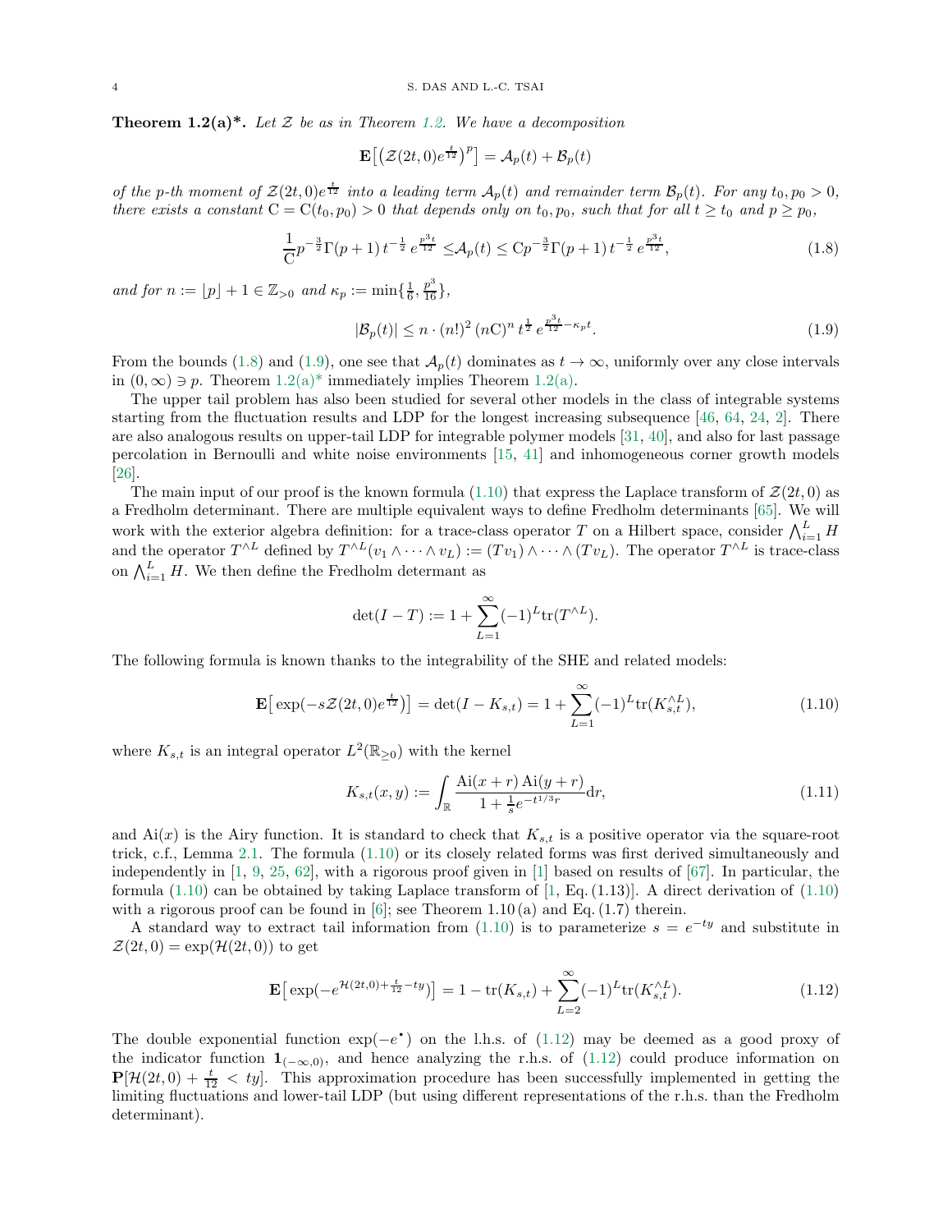**Theorem 1.2(a)\*.** *Let $\mathcal{Z}$ be as in Theorem 1.2. We have a decomposition*

$$\mathbf{E}\big[\big(\mathcal{Z}(2t,0)e^{\frac{t}{12}}\big)^p\big] = \mathcal{A}_p(t) + \mathcal{B}_p(t)$$

*of the p-th moment of $\mathcal{Z}(2t,0)e^{\frac{t}{12}}$ into a leading term $\mathcal{A}_p(t)$ and remainder term $\mathcal{B}_p(t)$. For any $t_0, p_0 > 0$, there exists a constant $\mathrm{C} = \mathrm{C}(t_0,p_0) > 0$ that depends only on $t_0, p_0$, such that for all $t \geq t_0$ and $p \geq p_0$,*

$$\frac{1}{\mathrm{C}} p^{-\frac{3}{2}} \Gamma(p+1)\, t^{-\frac{1}{2}}\, e^{\frac{p^3 t}{12}} \leq \mathcal{A}_p(t) \leq \mathrm{C} p^{-\frac{3}{2}} \Gamma(p+1)\, t^{-\frac{1}{2}}\, e^{\frac{p^3 t}{12}}, \tag{1.8}$$

*and for $n := \lfloor p \rfloor + 1 \in \mathbb{Z}_{>0}$ and $\kappa_p := \min\{\frac{1}{6}, \frac{p^3}{16}\}$,*

$$|\mathcal{B}_p(t)| \leq n \cdot (n!)^2\, (n\mathrm{C})^n\, t^{\frac{1}{2}}\, e^{\frac{p^3 t}{12} - \kappa_p t}. \tag{1.9}$$

From the bounds (1.8) and (1.9), one see that $\mathcal{A}_p(t)$ dominates as $t \to \infty$, uniformly over any close intervals in $(0,\infty) \ni p$. Theorem 1.2(a)\* immediately implies Theorem 1.2(a).

The upper tail problem has also been studied for several other models in the class of integrable systems starting from the fluctuation results and LDP for the longest increasing subsequence [46, 64, 24, 2]. There are also analogous results on upper-tail LDP for integrable polymer models [31, 40], and also for last passage percolation in Bernoulli and white noise environments [15, 41] and inhomogeneous corner growth models [26].

The main input of our proof is the known formula (1.10) that express the Laplace transform of $\mathcal{Z}(2t,0)$ as a Fredholm determinant. There are multiple equivalent ways to define Fredholm determinants [65]. We will work with the exterior algebra definition: for a trace-class operator $T$ on a Hilbert space, consider $\bigwedge_{i=1}^{L} H$ and the operator $T^{\wedge L}$ defined by $T^{\wedge L}(v_1 \wedge \cdots \wedge v_L) := (Tv_1) \wedge \cdots \wedge (Tv_L)$. The operator $T^{\wedge L}$ is trace-class on $\bigwedge_{i=1}^{L} H$. We then define the Fredholm determant as

$$\det(I - T) := 1 + \sum_{L=1}^{\infty} (-1)^L \mathrm{tr}(T^{\wedge L}).$$

The following formula is known thanks to the integrability of the SHE and related models:

$$\mathbf{E}\big[\exp(-s\mathcal{Z}(2t,0)e^{\frac{t}{12}})\big] = \det(I - K_{s,t}) = 1 + \sum_{L=1}^{\infty} (-1)^L \mathrm{tr}(K_{s,t}^{\wedge L}), \tag{1.10}$$

where $K_{s,t}$ is an integral operator $L^2(\mathbb{R}_{\geq 0})$ with the kernel

$$K_{s,t}(x,y) := \int_{\mathbb{R}} \frac{\mathrm{Ai}(x+r)\,\mathrm{Ai}(y+r)}{1 + \frac{1}{s}e^{-t^{1/3}r}} \mathrm{d}r, \tag{1.11}$$

and $\mathrm{Ai}(x)$ is the Airy function. It is standard to check that $K_{s,t}$ is a positive operator via the square-root trick, c.f., Lemma 2.1. The formula (1.10) or its closely related forms was first derived simultaneously and independently in [1, 9, 25, 62], with a rigorous proof given in [1] based on results of [67]. In particular, the formula (1.10) can be obtained by taking Laplace transform of [1, Eq. (1.13)]. A direct derivation of (1.10) with a rigorous proof can be found in [6]; see Theorem 1.10 (a) and Eq. (1.7) therein.

A standard way to extract tail information from (1.10) is to parameterize $s = e^{-ty}$ and substitute in $\mathcal{Z}(2t,0) = \exp(\mathcal{H}(2t,0))$ to get

$$\mathbf{E}\big[\exp(-e^{\mathcal{H}(2t,0) + \frac{t}{12} - ty})\big] = 1 - \mathrm{tr}(K_{s,t}) + \sum_{L=2}^{\infty} (-1)^L \mathrm{tr}(K_{s,t}^{\wedge L}). \tag{1.12}$$

The double exponential function $\exp(-e^{\bullet})$ on the l.h.s. of (1.12) may be deemed as a good proxy of the indicator function $\mathbf{1}_{(-\infty,0)}$, and hence analyzing the r.h.s. of (1.12) could produce information on $\mathbf{P}[\mathcal{H}(2t,0) + \frac{t}{12} < ty]$. This approximation procedure has been successfully implemented in getting the limiting fluctuations and lower-tail LDP (but using different representations of the r.h.s. than the Fredholm determinant).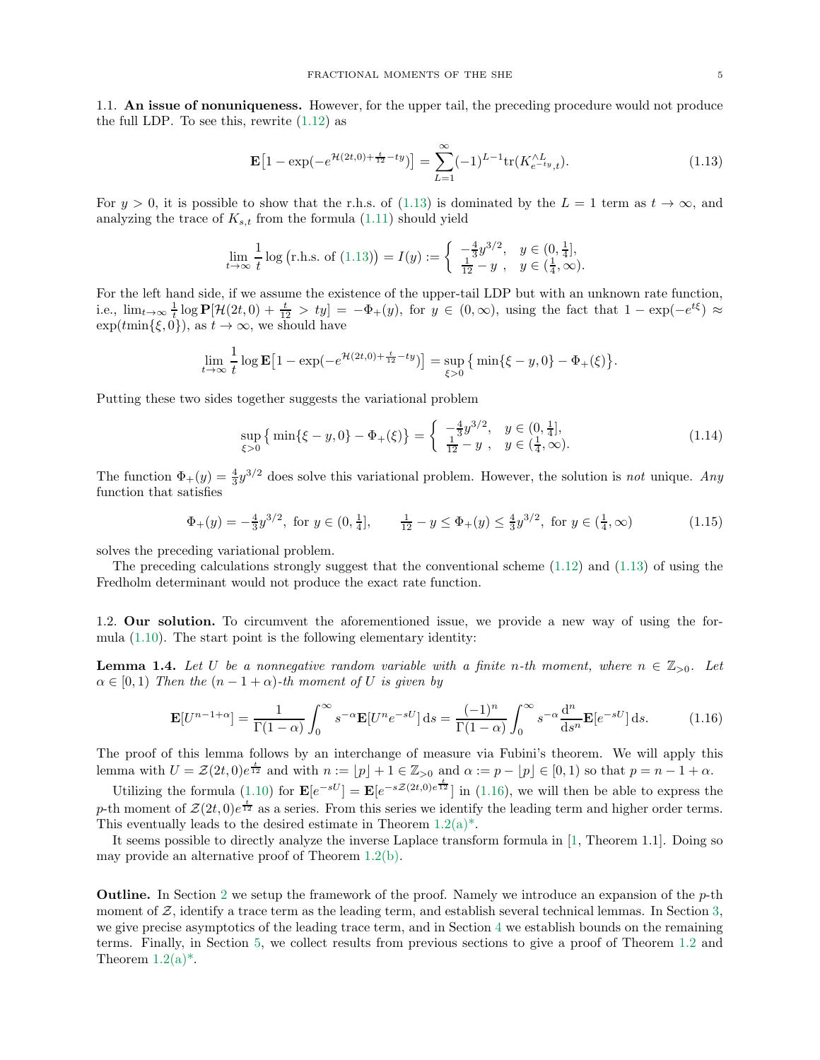### 1.1. An issue of nonuniqueness.

However, for the upper tail, the preceding procedure would not produce the full LDP. To see this, rewrite (1.12) as

$$\mathbf{E}\big[1-\exp(-e^{\mathcal{H}(2t,0)+\frac{t}{12}-ty})\big] = \sum_{L=1}^{\infty}(-1)^{L-1}\mathrm{tr}(K_{e^{-ty},t}^{\wedge L}). \tag{1.13}$$

For $y>0$, it is possible to show that the r.h.s. of (1.13) is dominated by the $L=1$ term as $t\to\infty$, and analyzing the trace of $K_{s,t}$ from the formula (1.11) should yield

$$\lim_{t\to\infty}\frac{1}{t}\log\big(\text{r.h.s. of (1.13)}\big) = I(y) := \begin{cases} -\frac{4}{3}y^{3/2}, & y\in(0,\frac{1}{4}], \\ \frac{1}{12}-y\ , & y\in(\frac{1}{4},\infty). \end{cases}$$

For the left hand side, if we assume the existence of the upper-tail LDP but with an unknown rate function, i.e., $\lim_{t\to\infty}\frac{1}{t}\log\mathbf{P}[\mathcal{H}(2t,0)+\frac{t}{12}>ty] = -\Phi_+(y)$, for $y\in(0,\infty)$, using the fact that $1-\exp(-e^{t\xi})\approx \exp(t\min\{\xi,0\})$, as $t\to\infty$, we should have

$$\lim_{t\to\infty}\frac{1}{t}\log\mathbf{E}\big[1-\exp(-e^{\mathcal{H}(2t,0)+\frac{t}{12}-ty})\big] = \sup_{\xi>0}\big\{\min\{\xi-y,0\}-\Phi_+(\xi)\big\}.$$

Putting these two sides together suggests the variational problem

$$\sup_{\xi>0}\big\{\min\{\xi-y,0\}-\Phi_+(\xi)\big\} = \begin{cases} -\frac{4}{3}y^{3/2}, & y\in(0,\frac{1}{4}], \\ \frac{1}{12}-y\ , & y\in(\frac{1}{4},\infty). \end{cases} \tag{1.14}$$

The function $\Phi_+(y)=\frac{4}{3}y^{3/2}$ does solve this variational problem. However, the solution is *not* unique. *Any* function that satisfies

$$\Phi_+(y) = -\tfrac{4}{3}y^{3/2},\ \text{for } y\in(0,\tfrac{1}{4}], \qquad \tfrac{1}{12}-y\le\Phi_+(y)\le\tfrac{4}{3}y^{3/2},\ \text{for } y\in(\tfrac{1}{4},\infty) \tag{1.15}$$

solves the preceding variational problem.

The preceding calculations strongly suggest that the conventional scheme (1.12) and (1.13) of using the Fredholm determinant would not produce the exact rate function.

### 1.2. Our solution.

To circumvent the aforementioned issue, we provide a new way of using the formula (1.10). The start point is the following elementary identity:

**Lemma 1.4.** *Let $U$ be a nonnegative random variable with a finite $n$-th moment, where $n\in\mathbb{Z}_{>0}$. Let $\alpha\in[0,1)$ Then the $(n-1+\alpha)$-th moment of $U$ is given by*

$$\mathbf{E}[U^{n-1+\alpha}] = \frac{1}{\Gamma(1-\alpha)}\int_0^\infty s^{-\alpha}\mathbf{E}[U^n e^{-sU}]\,\mathrm{d}s = \frac{(-1)^n}{\Gamma(1-\alpha)}\int_0^\infty s^{-\alpha}\frac{\mathrm{d}^n}{\mathrm{d}s^n}\mathbf{E}[e^{-sU}]\,\mathrm{d}s. \tag{1.16}$$

The proof of this lemma follows by an interchange of measure via Fubini's theorem. We will apply this lemma with $U=\mathcal{Z}(2t,0)e^{\frac{t}{12}}$ and with $n:=\lfloor p\rfloor+1\in\mathbb{Z}_{>0}$ and $\alpha:=p-\lfloor p\rfloor\in[0,1)$ so that $p=n-1+\alpha$.

Utilizing the formula (1.10) for $\mathbf{E}[e^{-sU}]=\mathbf{E}[e^{-s\mathcal{Z}(2t,0)e^{\frac{t}{12}}}]$ in (1.16), we will then be able to express the $p$-th moment of $\mathcal{Z}(2t,0)e^{\frac{t}{12}}$ as a series. From this series we identify the leading term and higher order terms. This eventually leads to the desired estimate in Theorem 1.2(a)*.

It seems possible to directly analyze the inverse Laplace transform formula in [1, Theorem 1.1]. Doing so may provide an alternative proof of Theorem 1.2(b).

**Outline.** In Section 2 we setup the framework of the proof. Namely we introduce an expansion of the $p$-th moment of $\mathcal{Z}$, identify a trace term as the leading term, and establish several technical lemmas. In Section 3, we give precise asymptotics of the leading trace term, and in Section 4 we establish bounds on the remaining terms. Finally, in Section 5, we collect results from previous sections to give a proof of Theorem 1.2 and Theorem 1.2(a)*.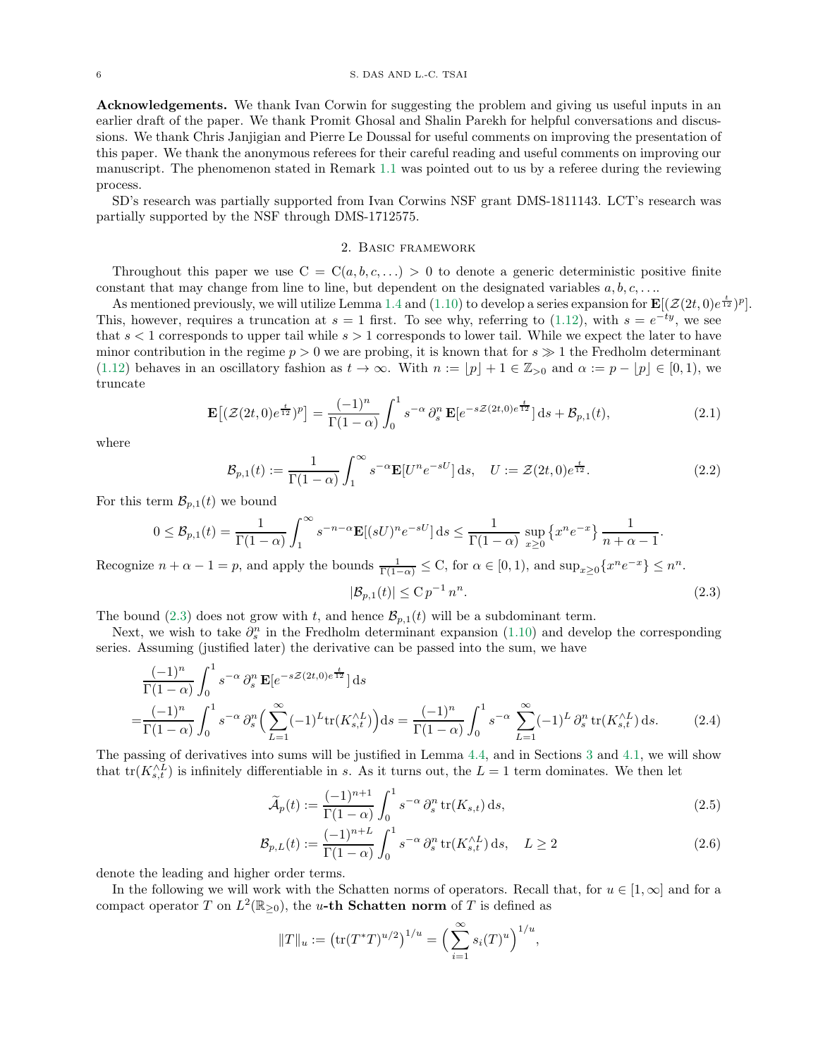**Acknowledgements.** We thank Ivan Corwin for suggesting the problem and giving us useful inputs in an earlier draft of the paper. We thank Promit Ghosal and Shalin Parekh for helpful conversations and discussions. We thank Chris Janjigian and Pierre Le Doussal for useful comments on improving the presentation of this paper. We thank the anonymous referees for their careful reading and useful comments on improving our manuscript. The phenomenon stated in Remark 1.1 was pointed out to us by a referee during the reviewing process.

SD's research was partially supported from Ivan Corwins NSF grant DMS-1811143. LCT's research was partially supported by the NSF through DMS-1712575.

## 2. Basic framework

Throughout this paper we use $\mathrm{C} = \mathrm{C}(a, b, c, \ldots) > 0$ to denote a generic deterministic positive finite constant that may change from line to line, but dependent on the designated variables $a, b, c, \ldots$.

As mentioned previously, we will utilize Lemma 1.4 and (1.10) to develop a series expansion for $\mathbf{E}[(\mathcal{Z}(2t,0)e^{\frac{t}{12}})^p]$. This, however, requires a truncation at $s = 1$ first. To see why, referring to (1.12), with $s = e^{-ty}$, we see that $s < 1$ corresponds to upper tail while $s > 1$ corresponds to lower tail. While we expect the later to have minor contribution in the regime $p > 0$ we are probing, it is known that for $s \gg 1$ the Fredholm determinant (1.12) behaves in an oscillatory fashion as $t \to \infty$. With $n := \lfloor p \rfloor + 1 \in \mathbb{Z}_{>0}$ and $\alpha := p - \lfloor p \rfloor \in [0, 1)$, we truncate

$$\mathbf{E}\big[(\mathcal{Z}(2t,0)e^{\frac{t}{12}})^p\big] = \frac{(-1)^n}{\Gamma(1-\alpha)} \int_0^1 s^{-\alpha}\, \partial_s^n\, \mathbf{E}[e^{-s\mathcal{Z}(2t,0)e^{\frac{t}{12}}}]\, \mathrm{d}s + \mathcal{B}_{p,1}(t), \tag{2.1}$$

where

$$\mathcal{B}_{p,1}(t) := \frac{1}{\Gamma(1-\alpha)} \int_1^\infty s^{-\alpha} \mathbf{E}[U^n e^{-sU}]\, \mathrm{d}s, \quad U := \mathcal{Z}(2t,0)e^{\frac{t}{12}}. \tag{2.2}$$

For this term $\mathcal{B}_{p,1}(t)$ we bound

$$0 \le \mathcal{B}_{p,1}(t) = \frac{1}{\Gamma(1-\alpha)} \int_1^\infty s^{-n-\alpha} \mathbf{E}[(sU)^n e^{-sU}]\, \mathrm{d}s \le \frac{1}{\Gamma(1-\alpha)} \sup_{x \ge 0} \big\{x^n e^{-x}\big\} \frac{1}{n+\alpha-1}.$$

Recognize $n + \alpha - 1 = p$, and apply the bounds $\frac{1}{\Gamma(1-\alpha)} \le \mathrm{C}$, for $\alpha \in [0,1)$, and $\sup_{x\ge 0}\{x^n e^{-x}\} \le n^n$.

$$|\mathcal{B}_{p,1}(t)| \le \mathrm{C}\, p^{-1}\, n^n. \tag{2.3}$$

The bound (2.3) does not grow with $t$, and hence $\mathcal{B}_{p,1}(t)$ will be a subdominant term.

Next, we wish to take $\partial_s^n$ in the Fredholm determinant expansion (1.10) and develop the corresponding series. Assuming (justified later) the derivative can be passed into the sum, we have

$$\begin{aligned}
&\frac{(-1)^n}{\Gamma(1-\alpha)} \int_0^1 s^{-\alpha}\, \partial_s^n\, \mathbf{E}[e^{-s\mathcal{Z}(2t,0)e^{\frac{t}{12}}}]\, \mathrm{d}s \\
=&\frac{(-1)^n}{\Gamma(1-\alpha)} \int_0^1 s^{-\alpha}\, \partial_s^n \Big( \sum_{L=1}^\infty (-1)^L \mathrm{tr}(K_{s,t}^{\wedge L}) \Big) \mathrm{d}s = \frac{(-1)^n}{\Gamma(1-\alpha)} \int_0^1 s^{-\alpha} \sum_{L=1}^\infty (-1)^L\, \partial_s^n\, \mathrm{tr}(K_{s,t}^{\wedge L})\, \mathrm{d}s.
\end{aligned} \tag{2.4}$$

The passing of derivatives into sums will be justified in Lemma 4.4, and in Sections 3 and 4.1, we will show that $\mathrm{tr}(K_{s,t}^{\wedge L})$ is infinitely differentiable in $s$. As it turns out, the $L = 1$ term dominates. We then let

$$\widetilde{\mathcal{A}}_p(t) := \frac{(-1)^{n+1}}{\Gamma(1-\alpha)} \int_0^1 s^{-\alpha}\, \partial_s^n\, \mathrm{tr}(K_{s,t})\, \mathrm{d}s, \tag{2.5}$$

$$\mathcal{B}_{p,L}(t) := \frac{(-1)^{n+L}}{\Gamma(1-\alpha)} \int_0^1 s^{-\alpha}\, \partial_s^n\, \mathrm{tr}(K_{s,t}^{\wedge L})\, \mathrm{d}s, \quad L \ge 2 \tag{2.6}$$

denote the leading and higher order terms.

In the following we will work with the Schatten norms of operators. Recall that, for $u \in [1, \infty]$ and for a compact operator $T$ on $L^2(\mathbb{R}_{\ge 0})$, the **$u$-th Schatten norm** of $T$ is defined as

$$\|T\|_u := \big(\mathrm{tr}(T^*T)^{u/2}\big)^{1/u} = \Big(\sum_{i=1}^\infty s_i(T)^u\Big)^{1/u},$$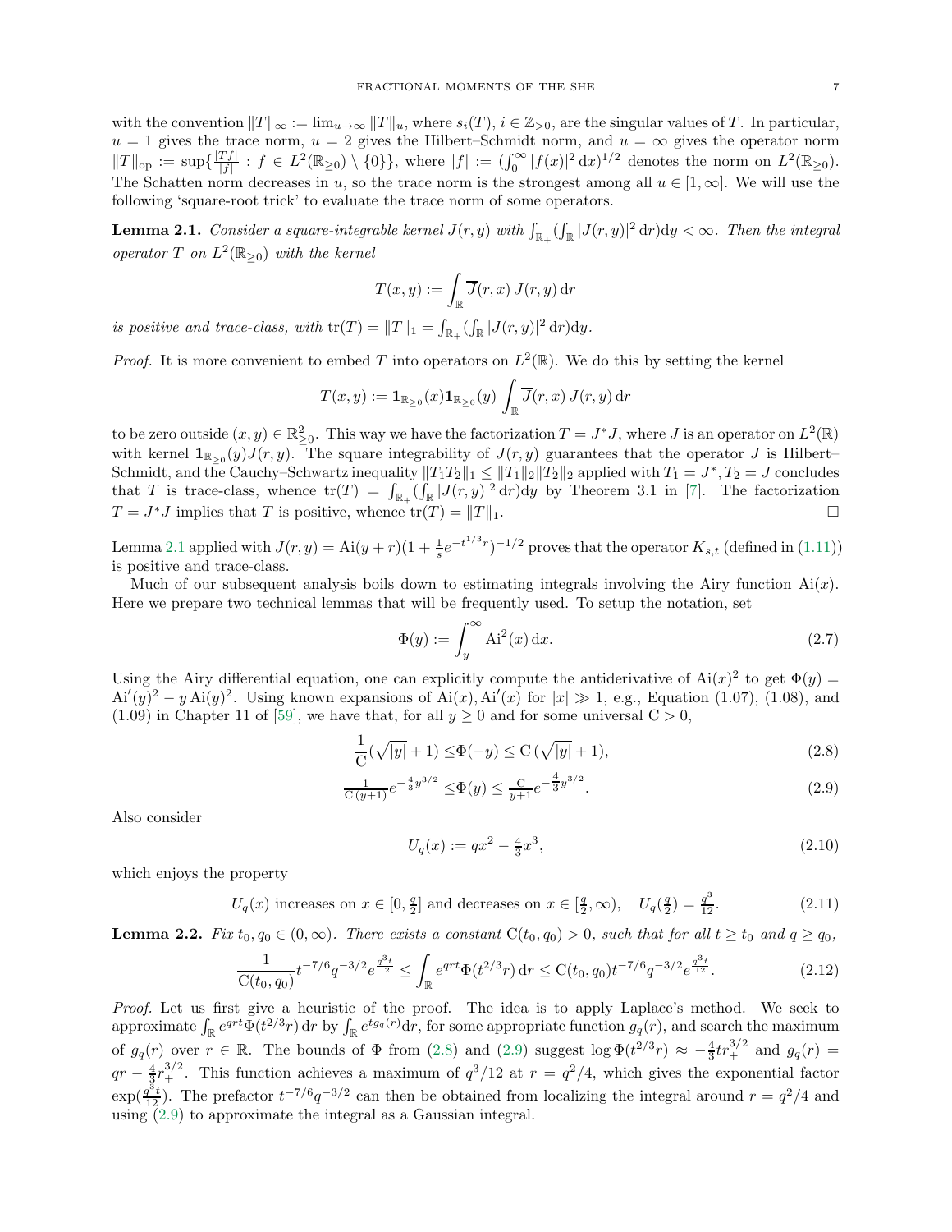with the convention $\|T\|_\infty := \lim_{u\to\infty}\|T\|_u$, where $s_i(T)$, $i \in \mathbb{Z}_{>0}$, are the singular values of $T$. In particular, $u = 1$ gives the trace norm, $u = 2$ gives the Hilbert–Schmidt norm, and $u = \infty$ gives the operator norm $\|T\|_{\mathrm{op}} := \sup\{\frac{|Tf|}{|f|} : f \in L^2(\mathbb{R}_{\geq 0}) \setminus \{0\}\}$, where $|f| := (\int_0^\infty |f(x)|^2\,\mathrm{d}x)^{1/2}$ denotes the norm on $L^2(\mathbb{R}_{\geq 0})$. The Schatten norm decreases in $u$, so the trace norm is the strongest among all $u \in [1,\infty]$. We will use the following 'square-root trick' to evaluate the trace norm of some operators.

**Lemma 2.1.** *Consider a square-integrable kernel $J(r, y)$ with $\int_{\mathbb{R}_+}(\int_{\mathbb{R}} |J(r, y)|^2\,\mathrm{d}r)\mathrm{d}y < \infty$. Then the integral operator $T$ on $L^2(\mathbb{R}_{\geq 0})$ with the kernel*

$$T(x, y) := \int_{\mathbb{R}} \overline{J}(r, x)\, J(r, y)\,\mathrm{d}r$$

*is positive and trace-class, with $\mathrm{tr}(T) = \|T\|_1 = \int_{\mathbb{R}_+}(\int_{\mathbb{R}} |J(r, y)|^2\,\mathrm{d}r)\mathrm{d}y$.*

*Proof.* It is more convenient to embed $T$ into operators on $L^2(\mathbb{R})$. We do this by setting the kernel

$$T(x, y) := \mathbf{1}_{\mathbb{R}_{\geq 0}}(x)\mathbf{1}_{\mathbb{R}_{\geq 0}}(y) \int_{\mathbb{R}} \overline{J}(r, x)\, J(r, y)\,\mathrm{d}r$$

to be zero outside $(x, y) \in \mathbb{R}^2_{\geq 0}$. This way we have the factorization $T = J^*J$, where $J$ is an operator on $L^2(\mathbb{R})$ with kernel $\mathbf{1}_{\mathbb{R}_{\geq 0}}(y)J(r, y)$. The square integrability of $J(r, y)$ guarantees that the operator $J$ is Hilbert–Schmidt, and the Cauchy–Schwartz inequality $\|T_1T_2\|_1 \leq \|T_1\|_2\|T_2\|_2$ applied with $T_1 = J^*, T_2 = J$ concludes that $T$ is trace-class, whence $\mathrm{tr}(T) = \int_{\mathbb{R}_+}(\int_{\mathbb{R}} |J(r, y)|^2\,\mathrm{d}r)\mathrm{d}y$ by Theorem 3.1 in [7]. The factorization $T = J^*J$ implies that $T$ is positive, whence $\mathrm{tr}(T) = \|T\|_1$. $\square$

Lemma 2.1 applied with $J(r, y) = \mathrm{Ai}(y + r)(1 + \frac{1}{s}e^{-t^{1/3}r})^{-1/2}$ proves that the operator $K_{s,t}$ (defined in (1.11)) is positive and trace-class.

Much of our subsequent analysis boils down to estimating integrals involving the Airy function $\mathrm{Ai}(x)$. Here we prepare two technical lemmas that will be frequently used. To setup the notation, set

$$\Phi(y) := \int_y^\infty \mathrm{Ai}^2(x)\,\mathrm{d}x. \tag{2.7}$$

Using the Airy differential equation, one can explicitly compute the antiderivative of $\mathrm{Ai}(x)^2$ to get $\Phi(y) = \mathrm{Ai}'(y)^2 - y\,\mathrm{Ai}(y)^2$. Using known expansions of $\mathrm{Ai}(x), \mathrm{Ai}'(x)$ for $|x| \gg 1$, e.g., Equation (1.07), (1.08), and (1.09) in Chapter 11 of [59], we have that, for all $y \geq 0$ and for some universal $\mathrm{C} > 0$,

$$\frac{1}{\mathrm{C}}(\sqrt{|y|} + 1) \leq \Phi(-y) \leq \mathrm{C}\,(\sqrt{|y|} + 1), \tag{2.8}$$

$$\tfrac{1}{\mathrm{C}\,(y+1)} e^{-\frac{4}{3}y^{3/2}} \leq \Phi(y) \leq \tfrac{\mathrm{C}}{y+1} e^{-\frac{4}{3}y^{3/2}}. \tag{2.9}$$

Also consider

$$U_q(x) := qx^2 - \tfrac{4}{3}x^3, \tag{2.10}$$

which enjoys the property

$$U_q(x) \text{ increases on } x \in [0, \tfrac{q}{2}] \text{ and decreases on } x \in [\tfrac{q}{2}, \infty), \quad U_q(\tfrac{q}{2}) = \tfrac{q^3}{12}. \tag{2.11}$$

**Lemma 2.2.** *Fix $t_0, q_0 \in (0,\infty)$. There exists a constant $\mathrm{C}(t_0, q_0) > 0$, such that for all $t \geq t_0$ and $q \geq q_0$,*

$$\frac{1}{\mathrm{C}(t_0, q_0)} t^{-7/6} q^{-3/2} e^{\frac{q^3 t}{12}} \leq \int_{\mathbb{R}} e^{qrt}\Phi(t^{2/3}r)\,\mathrm{d}r \leq \mathrm{C}(t_0, q_0) t^{-7/6} q^{-3/2} e^{\frac{q^3 t}{12}}. \tag{2.12}$$

*Proof.* Let us first give a heuristic of the proof. The idea is to apply Laplace's method. We seek to approximate $\int_{\mathbb{R}} e^{qrt}\Phi(t^{2/3}r)\,\mathrm{d}r$ by $\int_{\mathbb{R}} e^{tg_q(r)}\mathrm{d}r$, for some appropriate function $g_q(r)$, and search the maximum of $g_q(r)$ over $r \in \mathbb{R}$. The bounds of $\Phi$ from (2.8) and (2.9) suggest $\log \Phi(t^{2/3}r) \approx -\frac{4}{3}tr_+^{3/2}$ and $g_q(r) = qr - \frac{4}{3}r_+^{3/2}$. This function achieves a maximum of $q^3/12$ at $r = q^2/4$, which gives the exponential factor $\exp(\frac{q^3 t}{12})$. The prefactor $t^{-7/6}q^{-3/2}$ can then be obtained from localizing the integral around $r = q^2/4$ and using (2.9) to approximate the integral as a Gaussian integral.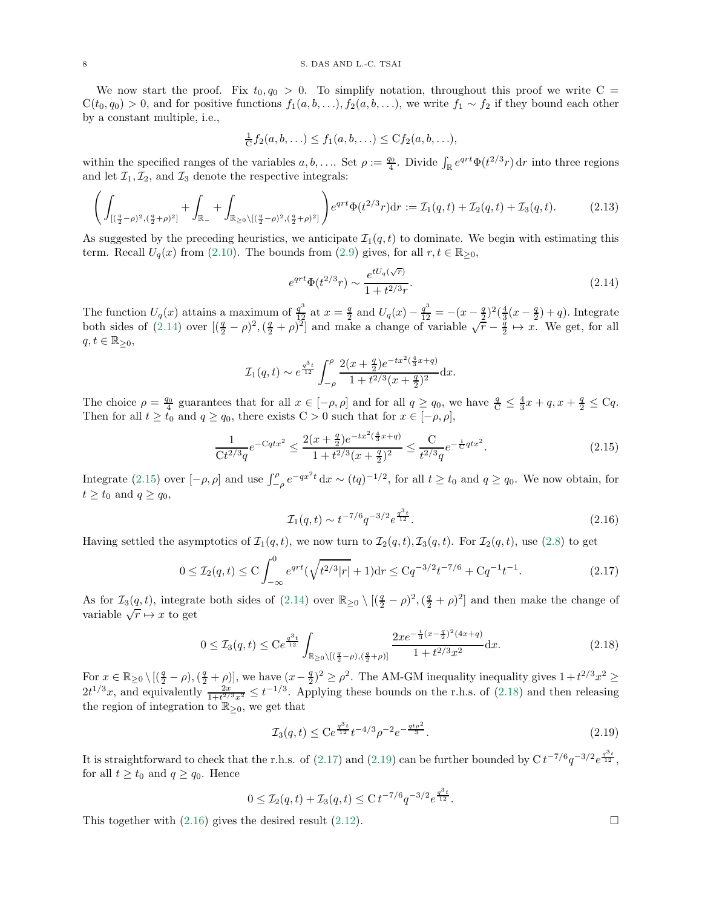We now start the proof. Fix $t_0, q_0 > 0$. To simplify notation, throughout this proof we write $\mathrm{C} = \mathrm{C}(t_0, q_0) > 0$, and for positive functions $f_1(a, b, \ldots), f_2(a, b, \ldots)$, we write $f_1 \sim f_2$ if they bound each other by a constant multiple, i.e.,

$$\tfrac{1}{\mathrm{C}} f_2(a, b, \ldots) \leq f_1(a, b, \ldots) \leq \mathrm{C} f_2(a, b, \ldots),$$

within the specified ranges of the variables $a, b, \ldots$. Set $\rho := \frac{q_0}{4}$. Divide $\int_{\mathbb{R}} e^{qrt} \Phi(t^{2/3} r)\, \mathrm{d}r$ into three regions and let $\mathcal{I}_1, \mathcal{I}_2$, and $\mathcal{I}_3$ denote the respective integrals:

$$\left( \int_{[(\frac{q}{2}-\rho)^2, (\frac{q}{2}+\rho)^2]} + \int_{\mathbb{R}_-} + \int_{\mathbb{R}_{\geq 0} \setminus [(\frac{q}{2}-\rho)^2, (\frac{q}{2}+\rho)^2]} \right) e^{qrt} \Phi(t^{2/3} r) \mathrm{d}r := \mathcal{I}_1(q,t) + \mathcal{I}_2(q,t) + \mathcal{I}_3(q,t). \tag{2.13}$$

As suggested by the preceding heuristics, we anticipate $\mathcal{I}_1(q,t)$ to dominate. We begin with estimating this term. Recall $U_q(x)$ from (2.10). The bounds from (2.9) gives, for all $r, t \in \mathbb{R}_{\geq 0}$,

$$e^{qrt} \Phi(t^{2/3} r) \sim \frac{e^{t U_q(\sqrt{r})}}{1 + t^{2/3} r}. \tag{2.14}$$

The function $U_q(x)$ attains a maximum of $\frac{q^3}{12}$ at $x = \frac{q}{2}$ and $U_q(x) - \frac{q^3}{12} = -(x - \frac{q}{2})^2 (\frac{4}{3}(x - \frac{q}{2}) + q)$. Integrate both sides of (2.14) over $[(\frac{q}{2}-\rho)^2, (\frac{q}{2}+\rho)^2]$ and make a change of variable $\sqrt{r} - \frac{q}{2} \mapsto x$. We get, for all $q, t \in \mathbb{R}_{\geq 0}$,

$$\mathcal{I}_1(q,t) \sim e^{\frac{q^3 t}{12}} \int_{-\rho}^{\rho} \frac{2(x + \frac{q}{2}) e^{-t x^2 (\frac{4}{3} x + q)}}{1 + t^{2/3} (x + \frac{q}{2})^2} \mathrm{d}x.$$

The choice $\rho = \frac{q_0}{4}$ guarantees that for all $x \in [-\rho, \rho]$ and for all $q \geq q_0$, we have $\frac{q}{\mathrm{C}} \leq \frac{4}{3} x + q, x + \frac{q}{2} \leq \mathrm{C} q$. Then for all $t \geq t_0$ and $q \geq q_0$, there exists $\mathrm{C} > 0$ such that for $x \in [-\rho, \rho]$,

$$\frac{1}{\mathrm{C} t^{2/3} q} e^{-\mathrm{C} q t x^2} \leq \frac{2(x + \frac{q}{2}) e^{-t x^2 (\frac{4}{3} x + q)}}{1 + t^{2/3} (x + \frac{q}{2})^2} \leq \frac{\mathrm{C}}{t^{2/3} q} e^{-\frac{1}{\mathrm{C}} q t x^2}. \tag{2.15}$$

Integrate (2.15) over $[-\rho, \rho]$ and use $\int_{-\rho}^{\rho} e^{-q x^2 t} \mathrm{d}x \sim (tq)^{-1/2}$, for all $t \geq t_0$ and $q \geq q_0$. We now obtain, for $t \geq t_0$ and $q \geq q_0$,

$$\mathcal{I}_1(q,t) \sim t^{-7/6} q^{-3/2} e^{\frac{q^3 t}{12}}. \tag{2.16}$$

Having settled the asymptotics of $\mathcal{I}_1(q,t)$, we now turn to $\mathcal{I}_2(q,t), \mathcal{I}_3(q,t)$. For $\mathcal{I}_2(q,t)$, use (2.8) to get

$$0 \leq \mathcal{I}_2(q,t) \leq \mathrm{C} \int_{-\infty}^{0} e^{qrt} (\sqrt{t^{2/3} |r|} + 1) \mathrm{d}r \leq \mathrm{C} q^{-3/2} t^{-7/6} + \mathrm{C} q^{-1} t^{-1}. \tag{2.17}$$

As for $\mathcal{I}_3(q,t)$, integrate both sides of (2.14) over $\mathbb{R}_{\geq 0} \setminus [(\frac{q}{2}-\rho)^2, (\frac{q}{2}+\rho)^2]$ and then make the change of variable $\sqrt{r} \mapsto x$ to get

$$0 \leq \mathcal{I}_3(q,t) \leq \mathrm{C} e^{\frac{q^3 t}{12}} \int_{\mathbb{R}_{\geq 0} \setminus [(\frac{q}{2}-\rho), (\frac{q}{2}+\rho)]} \frac{2x e^{-\frac{t}{3}(x - \frac{q}{2})^2 (4x + q)}}{1 + t^{2/3} x^2} \mathrm{d}x. \tag{2.18}$$

For $x \in \mathbb{R}_{\geq 0} \setminus [(\frac{q}{2}-\rho), (\frac{q}{2}+\rho)]$, we have $(x - \frac{q}{2})^2 \geq \rho^2$. The AM-GM inequality inequality gives $1 + t^{2/3} x^2 \geq 2 t^{1/3} x$, and equivalently $\frac{2x}{1 + t^{2/3} x^2} \leq t^{-1/3}$. Applying these bounds on the r.h.s. of (2.18) and then releasing the region of integration to $\mathbb{R}_{\geq 0}$, we get that

$$\mathcal{I}_3(q,t) \leq \mathrm{C} e^{\frac{q^3 t}{12}} t^{-4/3} \rho^{-2} e^{-\frac{q t \rho^2}{3}}. \tag{2.19}$$

It is straightforward to check that the r.h.s. of (2.17) and (2.19) can be further bounded by $\mathrm{C}\, t^{-7/6} q^{-3/2} e^{\frac{q^3 t}{12}}$, for all $t \geq t_0$ and $q \geq q_0$. Hence

$$0 \leq \mathcal{I}_2(q,t) + \mathcal{I}_3(q,t) \leq \mathrm{C}\, t^{-7/6} q^{-3/2} e^{\frac{q^3 t}{12}}.$$

This together with (2.16) gives the desired result (2.12). $\square$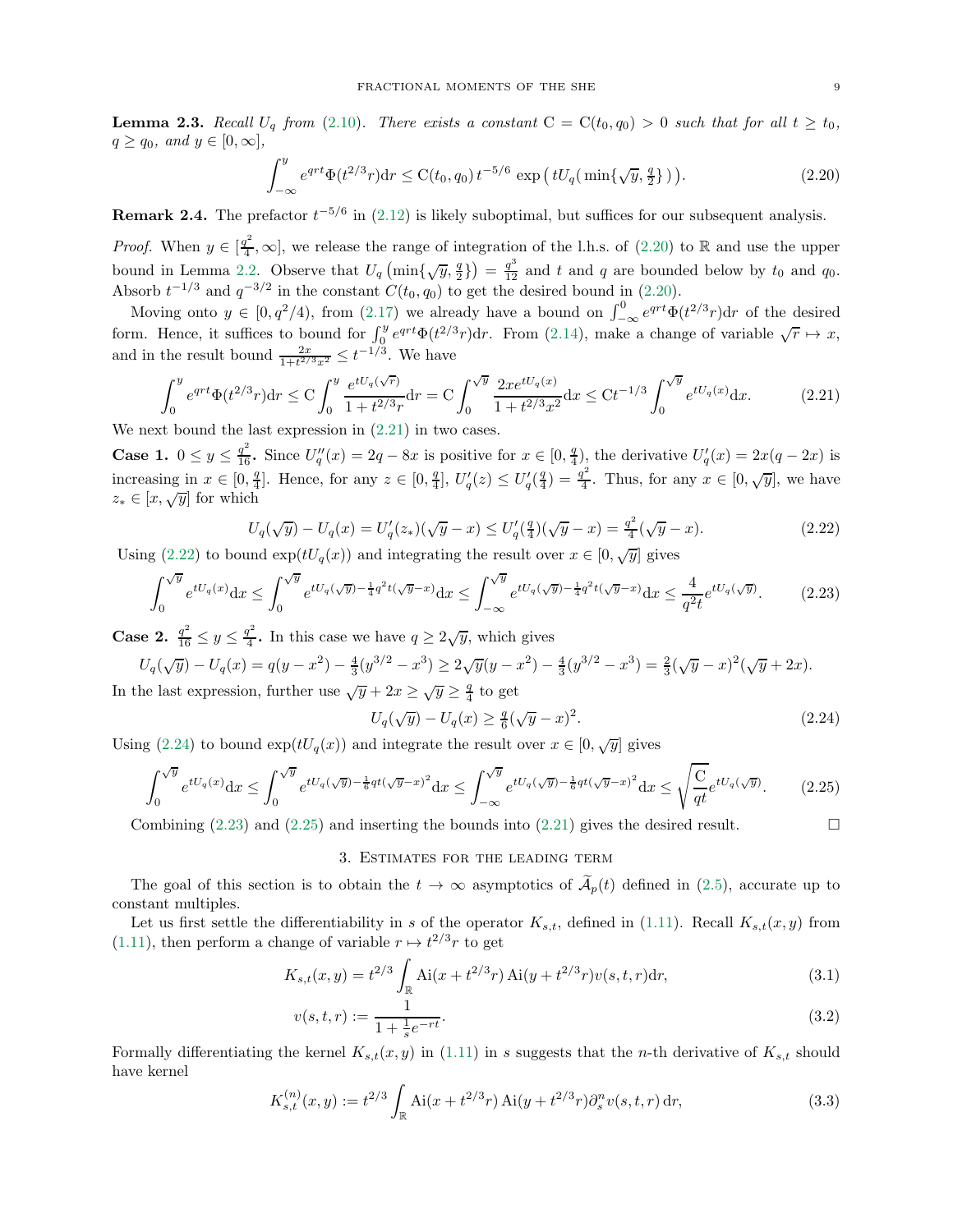**Lemma 2.3.** *Recall $U_q$ from (2.10). There exists a constant $\mathrm{C} = \mathrm{C}(t_0, q_0) > 0$ such that for all $t \geq t_0$, $q \geq q_0$, and $y \in [0, \infty]$,*

$$\int_{-\infty}^{y} e^{qrt}\Phi(t^{2/3}r)\mathrm{d}r \leq \mathrm{C}(t_0, q_0)\, t^{-5/6} \exp\big(\, tU_q(\, \min\{\sqrt{y}, \tfrac{q}{2}\}\,)\,\big). \tag{2.20}$$

**Remark 2.4.** The prefactor $t^{-5/6}$ in (2.12) is likely suboptimal, but suffices for our subsequent analysis.

*Proof.* When $y \in [\frac{q^2}{4}, \infty]$, we release the range of integration of the l.h.s. of (2.20) to $\mathbb{R}$ and use the upper bound in Lemma 2.2. Observe that $U_q\left(\min\{\sqrt{y}, \frac{q}{2}\}\right) = \frac{q^3}{12}$ and $t$ and $q$ are bounded below by $t_0$ and $q_0$. Absorb $t^{-1/3}$ and $q^{-3/2}$ in the constant $C(t_0, q_0)$ to get the desired bound in (2.20).

Moving onto $y \in [0, q^2/4)$, from (2.17) we already have a bound on $\int_{-\infty}^{0} e^{qrt}\Phi(t^{2/3}r)\mathrm{d}r$ of the desired form. Hence, it suffices to bound for $\int_{0}^{y} e^{qrt}\Phi(t^{2/3}r)\mathrm{d}r$. From (2.14), make a change of variable $\sqrt{r} \mapsto x$, and in the result bound $\frac{2x}{1+t^{2/3}x^2} \leq t^{-1/3}$. We have

$$\int_{0}^{y} e^{qrt}\Phi(t^{2/3}r)\mathrm{d}r \leq \mathrm{C}\int_{0}^{y} \frac{e^{tU_q(\sqrt{r})}}{1+t^{2/3}r}\mathrm{d}r = \mathrm{C}\int_{0}^{\sqrt{y}} \frac{2xe^{tU_q(x)}}{1+t^{2/3}x^2}\mathrm{d}x \leq \mathrm{C}t^{-1/3}\int_{0}^{\sqrt{y}} e^{tU_q(x)}\mathrm{d}x. \tag{2.21}$$

We next bound the last expression in (2.21) in two cases.

**Case 1.** $0 \leq y \leq \frac{q^2}{16}$**.** Since $U_q''(x) = 2q - 8x$ is positive for $x \in [0, \frac{q}{4})$, the derivative $U_q'(x) = 2x(q - 2x)$ is increasing in $x \in [0, \frac{q}{4}]$. Hence, for any $z \in [0, \frac{q}{4}]$, $U_q'(z) \leq U_q'(\frac{q}{4}) = \frac{q^2}{4}$. Thus, for any $x \in [0, \sqrt{y}]$, we have $z_* \in [x, \sqrt{y}]$ for which

$$U_q(\sqrt{y}) - U_q(x) = U_q'(z_*)(\sqrt{y} - x) \leq U_q'(\tfrac{q}{4})(\sqrt{y} - x) = \tfrac{q^2}{4}(\sqrt{y} - x). \tag{2.22}$$

Using (2.22) to bound $\exp(tU_q(x))$ and integrating the result over $x \in [0, \sqrt{y}]$ gives

$$\int_{0}^{\sqrt{y}} e^{tU_q(x)}\mathrm{d}x \leq \int_{0}^{\sqrt{y}} e^{tU_q(\sqrt{y}) - \frac{1}{4}q^2t(\sqrt{y}-x)}\mathrm{d}x \leq \int_{-\infty}^{\sqrt{y}} e^{tU_q(\sqrt{y}) - \frac{1}{4}q^2t(\sqrt{y}-x)}\mathrm{d}x \leq \frac{4}{q^2t}e^{tU_q(\sqrt{y})}. \tag{2.23}$$

**Case 2.** $\frac{q^2}{16} \leq y \leq \frac{q^2}{4}$**.** In this case we have $q \geq 2\sqrt{y}$, which gives

$$U_q(\sqrt{y}) - U_q(x) = q(y - x^2) - \tfrac{4}{3}(y^{3/2} - x^3) \geq 2\sqrt{y}(y - x^2) - \tfrac{4}{3}(y^{3/2} - x^3) = \tfrac{2}{3}(\sqrt{y} - x)^2(\sqrt{y} + 2x).$$

In the last expression, further use $\sqrt{y} + 2x \geq \sqrt{y} \geq \frac{q}{4}$ to get

$$U_q(\sqrt{y}) - U_q(x) \geq \tfrac{q}{6}(\sqrt{y} - x)^2. \tag{2.24}$$

Using (2.24) to bound $\exp(tU_q(x))$ and integrate the result over $x \in [0, \sqrt{y}]$ gives

$$\int_{0}^{\sqrt{y}} e^{tU_q(x)}\mathrm{d}x \leq \int_{0}^{\sqrt{y}} e^{tU_q(\sqrt{y}) - \frac{1}{6}qt(\sqrt{y}-x)^2}\mathrm{d}x \leq \int_{-\infty}^{\sqrt{y}} e^{tU_q(\sqrt{y}) - \frac{1}{6}qt(\sqrt{y}-x)^2}\mathrm{d}x \leq \sqrt{\frac{\mathrm{C}}{qt}}e^{tU_q(\sqrt{y})}. \tag{2.25}$$

Combining (2.23) and (2.25) and inserting the bounds into (2.21) gives the desired result. $\square$

## 3. Estimates for the leading term

The goal of this section is to obtain the $t \to \infty$ asymptotics of $\widetilde{\mathcal{A}}_p(t)$ defined in (2.5), accurate up to constant multiples.

Let us first settle the differentiability in $s$ of the operator $K_{s,t}$, defined in (1.11). Recall $K_{s,t}(x, y)$ from (1.11), then perform a change of variable $r \mapsto t^{2/3}r$ to get

$$K_{s,t}(x, y) = t^{2/3}\int_{\mathbb{R}} \mathrm{Ai}(x + t^{2/3}r)\,\mathrm{Ai}(y + t^{2/3}r)v(s, t, r)\mathrm{d}r, \tag{3.1}$$

$$v(s, t, r) := \frac{1}{1 + \frac{1}{s}e^{-rt}}. \tag{3.2}$$

Formally differentiating the kernel $K_{s,t}(x, y)$ in (1.11) in $s$ suggests that the $n$-th derivative of $K_{s,t}$ should have kernel

$$K_{s,t}^{(n)}(x, y) := t^{2/3}\int_{\mathbb{R}} \mathrm{Ai}(x + t^{2/3}r)\,\mathrm{Ai}(y + t^{2/3}r)\partial_s^n v(s, t, r)\,\mathrm{d}r, \tag{3.3}$$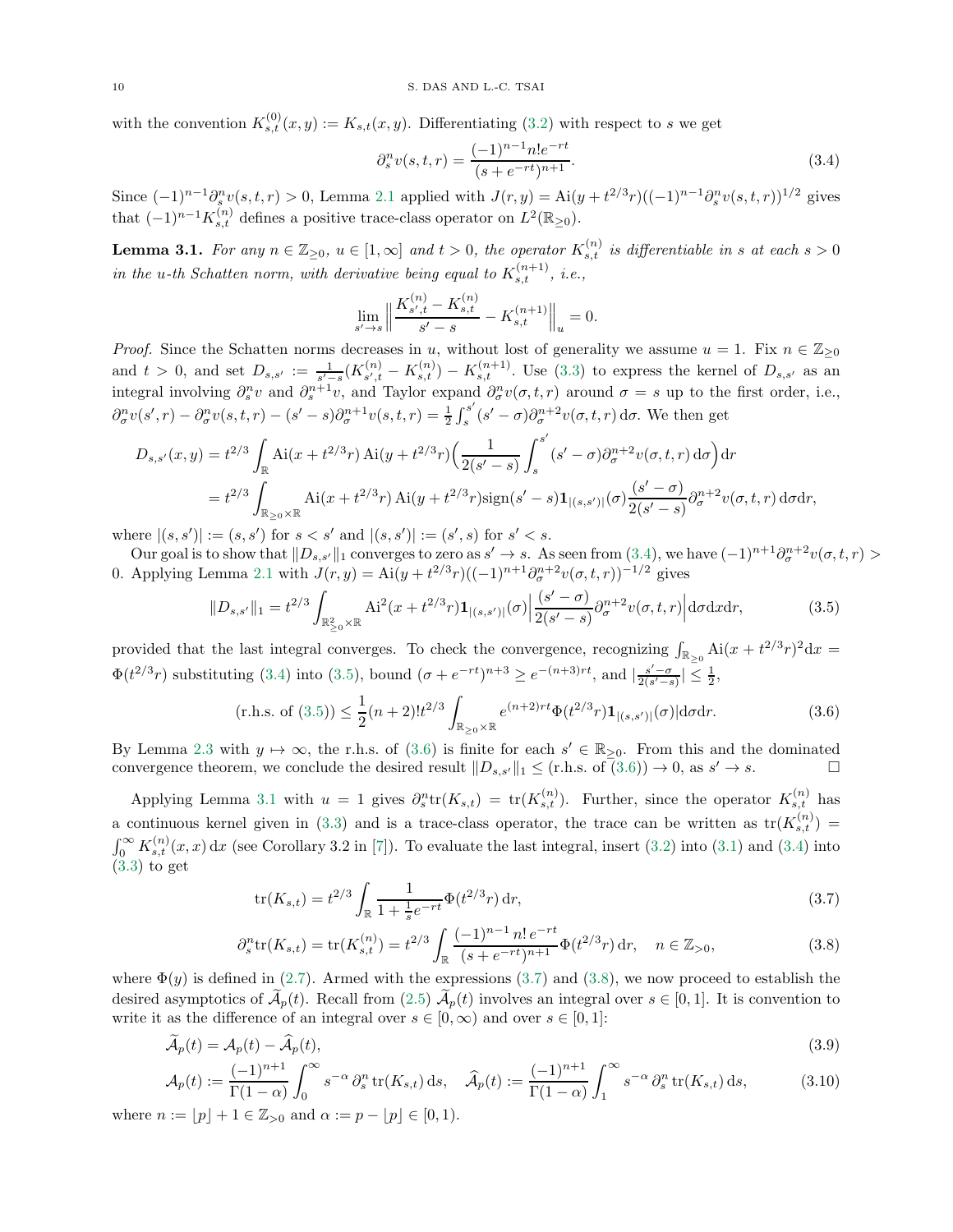with the convention $K^{(0)}_{s,t}(x,y) := K_{s,t}(x,y)$. Differentiating (3.2) with respect to $s$ we get

$$\partial_s^n v(s,t,r) = \frac{(-1)^{n-1} n! e^{-rt}}{(s+e^{-rt})^{n+1}}. \tag{3.4}$$

Since $(-1)^{n-1}\partial_s^n v(s,t,r) > 0$, Lemma 2.1 applied with $J(r,y) = \mathrm{Ai}(y+t^{2/3}r)((-1)^{n-1}\partial_s^n v(s,t,r))^{1/2}$ gives that $(-1)^{n-1}K^{(n)}_{s,t}$ defines a positive trace-class operator on $L^2(\mathbb{R}_{\geq 0})$.

**Lemma 3.1.** *For any $n \in \mathbb{Z}_{\geq 0}$, $u \in [1,\infty]$ and $t > 0$, the operator $K^{(n)}_{s,t}$ is differentiable in $s$ at each $s > 0$ in the $u$-th Schatten norm, with derivative being equal to $K^{(n+1)}_{s,t}$, i.e.,*

$$\lim_{s' \to s} \Big\| \frac{K^{(n)}_{s',t} - K^{(n)}_{s,t}}{s'-s} - K^{(n+1)}_{s,t} \Big\|_u = 0.$$

*Proof.* Since the Schatten norms decreases in $u$, without lost of generality we assume $u = 1$. Fix $n \in \mathbb{Z}_{\geq 0}$ and $t > 0$, and set $D_{s,s'} := \frac{1}{s'-s}(K^{(n)}_{s',t} - K^{(n)}_{s,t}) - K^{(n+1)}_{s,t}$. Use (3.3) to express the kernel of $D_{s,s'}$ as an integral involving $\partial_s^n v$ and $\partial_s^{n+1} v$, and Taylor expand $\partial_\sigma^n v(\sigma,t,r)$ around $\sigma = s$ up to the first order, i.e., $\partial_\sigma^n v(s',r) - \partial_\sigma^n v(s,t,r) - (s'-s)\partial_\sigma^{n+1} v(s,t,r) = \frac{1}{2}\int_s^{s'} (s'-\sigma)\partial_\sigma^{n+2} v(\sigma,t,r)\,\mathrm{d}\sigma$. We then get

$$\begin{aligned}
D_{s,s'}(x,y) &= t^{2/3} \int_{\mathbb{R}} \mathrm{Ai}(x+t^{2/3}r)\,\mathrm{Ai}(y+t^{2/3}r)\Big(\frac{1}{2(s'-s)}\int_s^{s'} (s'-\sigma)\partial_\sigma^{n+2} v(\sigma,t,r)\,\mathrm{d}\sigma\Big)\mathrm{d}r \\
&= t^{2/3} \int_{\mathbb{R}_{\geq 0}\times\mathbb{R}} \mathrm{Ai}(x+t^{2/3}r)\,\mathrm{Ai}(y+t^{2/3}r)\mathrm{sign}(s'-s)\mathbf{1}_{|(s,s')|}(\sigma)\frac{(s'-\sigma)}{2(s'-s)}\partial_\sigma^{n+2} v(\sigma,t,r)\,\mathrm{d}\sigma\mathrm{d}r,
\end{aligned}$$

where $|(s,s')| := (s,s')$ for $s < s'$ and $|(s,s')| := (s',s)$ for $s' < s$.

Our goal is to show that $\|D_{s,s'}\|_1$ converges to zero as $s' \to s$. As seen from (3.4), we have $(-1)^{n+1}\partial_\sigma^{n+2} v(\sigma,t,r) > 0$. Applying Lemma 2.1 with $J(r,y) = \mathrm{Ai}(y+t^{2/3}r)((-1)^{n+1}\partial_\sigma^{n+2} v(\sigma,t,r))^{-1/2}$ gives

$$\|D_{s,s'}\|_1 = t^{2/3} \int_{\mathbb{R}^2_{\geq 0}\times\mathbb{R}} \mathrm{Ai}^2(x+t^{2/3}r)\mathbf{1}_{|(s,s')|}(\sigma)\Big|\frac{(s'-\sigma)}{2(s'-s)}\partial_\sigma^{n+2} v(\sigma,t,r)\Big|\mathrm{d}\sigma\mathrm{d}x\mathrm{d}r, \tag{3.5}$$

provided that the last integral converges. To check the convergence, recognizing $\int_{\mathbb{R}_{\geq 0}} \mathrm{Ai}(x+t^{2/3}r)^2\mathrm{d}x = \Phi(t^{2/3}r)$ substituting (3.4) into (3.5), bound $(\sigma+e^{-rt})^{n+3} \geq e^{-(n+3)rt}$, and $|\frac{s'-\sigma}{2(s'-s)}| \leq \frac{1}{2}$,

$$(\text{r.h.s. of (3.5)}) \leq \frac{1}{2}(n+2)!t^{2/3} \int_{\mathbb{R}_{\geq 0}\times\mathbb{R}} e^{(n+2)rt}\Phi(t^{2/3}r)\mathbf{1}_{|(s,s')|}(\sigma)|\mathrm{d}\sigma\mathrm{d}r. \tag{3.6}$$

By Lemma 2.3 with $y \mapsto \infty$, the r.h.s. of (3.6) is finite for each $s' \in \mathbb{R}_{\geq 0}$. From this and the dominated convergence theorem, we conclude the desired result $\|D_{s,s'}\|_1 \leq (\text{r.h.s. of (3.6)}) \to 0$, as $s' \to s$. $\square$

Applying Lemma 3.1 with $u = 1$ gives $\partial_s^n \mathrm{tr}(K_{s,t}) = \mathrm{tr}(K^{(n)}_{s,t})$. Further, since the operator $K^{(n)}_{s,t}$ has a continuous kernel given in (3.3) and is a trace-class operator, the trace can be written as $\mathrm{tr}(K^{(n)}_{s,t}) = \int_0^\infty K^{(n)}_{s,t}(x,x)\,\mathrm{d}x$ (see Corollary 3.2 in [7]). To evaluate the last integral, insert (3.2) into (3.1) and (3.4) into (3.3) to get

$$\mathrm{tr}(K_{s,t}) = t^{2/3} \int_{\mathbb{R}} \frac{1}{1+\frac{1}{s}e^{-rt}}\Phi(t^{2/3}r)\,\mathrm{d}r, \tag{3.7}$$

$$\partial_s^n \mathrm{tr}(K_{s,t}) = \mathrm{tr}(K^{(n)}_{s,t}) = t^{2/3} \int_{\mathbb{R}} \frac{(-1)^{n-1}\, n!\, e^{-rt}}{(s+e^{-rt})^{n+1}}\Phi(t^{2/3}r)\,\mathrm{d}r, \quad n \in \mathbb{Z}_{>0}, \tag{3.8}$$

where $\Phi(y)$ is defined in (2.7). Armed with the expressions (3.7) and (3.8), we now proceed to establish the desired asymptotics of $\widetilde{\mathcal{A}}_p(t)$. Recall from (2.5) $\widetilde{\mathcal{A}}_p(t)$ involves an integral over $s \in [0,1]$. It is convention to write it as the difference of an integral over $s \in [0,\infty)$ and over $s \in [0,1]$:

$$\widetilde{\mathcal{A}}_p(t) = \mathcal{A}_p(t) - \widehat{\mathcal{A}}_p(t), \tag{3.9}$$

$$\mathcal{A}_p(t) := \frac{(-1)^{n+1}}{\Gamma(1-\alpha)} \int_0^\infty s^{-\alpha}\, \partial_s^n\, \mathrm{tr}(K_{s,t})\,\mathrm{d}s, \quad \widehat{\mathcal{A}}_p(t) := \frac{(-1)^{n+1}}{\Gamma(1-\alpha)} \int_1^\infty s^{-\alpha}\, \partial_s^n\, \mathrm{tr}(K_{s,t})\,\mathrm{d}s, \tag{3.10}$$

where $n := \lfloor p \rfloor + 1 \in \mathbb{Z}_{>0}$ and $\alpha := p - \lfloor p \rfloor \in [0,1)$.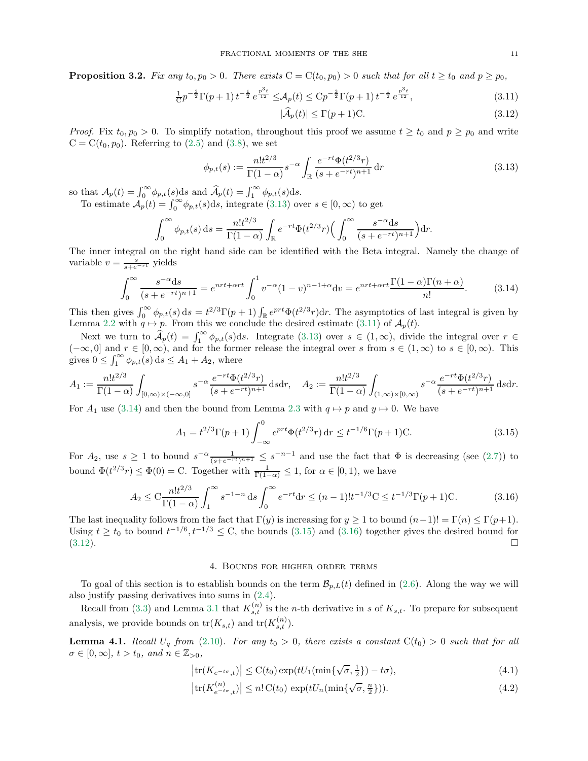**Proposition 3.2.** *Fix any $t_0, p_0 > 0$. There exists $\mathrm{C} = \mathrm{C}(t_0, p_0) > 0$ such that for all $t \geq t_0$ and $p \geq p_0$,*

$$\tfrac{1}{\mathrm{C}} p^{-\frac{3}{2}} \Gamma(p+1)\, t^{-\frac{1}{2}}\, e^{\frac{p^3 t}{12}} \leq \mathcal{A}_p(t) \leq \mathrm{C} p^{-\frac{3}{2}} \Gamma(p+1)\, t^{-\frac{1}{2}}\, e^{\frac{p^3 t}{12}}, \tag{3.11}$$

$$|\widehat{\mathcal{A}}_p(t)| \leq \Gamma(p+1)\mathrm{C}. \tag{3.12}$$

*Proof.* Fix $t_0, p_0 > 0$. To simplify notation, throughout this proof we assume $t \geq t_0$ and $p \geq p_0$ and write $\mathrm{C} = \mathrm{C}(t_0, p_0)$. Referring to (2.5) and (3.8), we set

$$\phi_{p,t}(s) := \frac{n! t^{2/3}}{\Gamma(1-\alpha)} s^{-\alpha} \int_{\mathbb{R}} \frac{e^{-rt}\Phi(t^{2/3} r)}{(s + e^{-rt})^{n+1}}\, \mathrm{d}r \tag{3.13}$$

so that $\mathcal{A}_p(t) = \int_0^\infty \phi_{p,t}(s)\mathrm{d}s$ and $\widehat{\mathcal{A}}_p(t) = \int_1^\infty \phi_{p,t}(s)\mathrm{d}s$.

To estimate $\mathcal{A}_p(t) = \int_0^\infty \phi_{p,t}(s)\mathrm{d}s$, integrate (3.13) over $s \in [0, \infty)$ to get

$$\int_0^\infty \phi_{p,t}(s)\,\mathrm{d}s = \frac{n! t^{2/3}}{\Gamma(1-\alpha)} \int_{\mathbb{R}} e^{-rt}\Phi(t^{2/3} r) \Big( \int_0^\infty \frac{s^{-\alpha}\mathrm{d}s}{(s + e^{-rt})^{n+1}} \Big) \mathrm{d}r.$$

The inner integral on the right hand side can be identified with the Beta integral. Namely the change of variable $v = \frac{s}{s + e^{-rt}}$ yields

$$\int_0^\infty \frac{s^{-\alpha}\mathrm{d}s}{(s + e^{-rt})^{n+1}} = e^{nrt + \alpha rt} \int_0^1 v^{-\alpha}(1-v)^{n-1+\alpha}\mathrm{d}v = e^{nrt+\alpha rt} \frac{\Gamma(1-\alpha)\Gamma(n+\alpha)}{n!}. \tag{3.14}$$

This then gives $\int_0^\infty \phi_{p,t}(s)\,\mathrm{d}s = t^{2/3}\Gamma(p+1)\int_{\mathbb{R}} e^{prt}\Phi(t^{2/3}r)\mathrm{d}r$. The asymptotics of last integral is given by Lemma 2.2 with $q \mapsto p$. From this we conclude the desired estimate (3.11) of $\mathcal{A}_p(t)$.

Next we turn to $\widehat{\mathcal{A}}_p(t) = \int_1^\infty \phi_{p,t}(s)\mathrm{d}s$. Integrate (3.13) over $s \in (1, \infty)$, divide the integral over $r \in (-\infty, 0]$ and $r \in [0, \infty)$, and for the former release the integral over $s$ from $s \in (1, \infty)$ to $s \in [0, \infty)$. This gives $0 \leq \int_1^\infty \phi_{p,t}(s)\,\mathrm{d}s \leq A_1 + A_2$, where

$$A_1 := \frac{n! t^{2/3}}{\Gamma(1-\alpha)} \int_{[0,\infty)\times(-\infty,0]} s^{-\alpha} \frac{e^{-rt}\Phi(t^{2/3}r)}{(s+e^{-rt})^{n+1}}\,\mathrm{d}s\mathrm{d}r, \quad A_2 := \frac{n! t^{2/3}}{\Gamma(1-\alpha)} \int_{(1,\infty)\times[0,\infty)} s^{-\alpha} \frac{e^{-rt}\Phi(t^{2/3}r)}{(s+e^{-rt})^{n+1}}\,\mathrm{d}s\mathrm{d}r.$$

For $A_1$ use (3.14) and then the bound from Lemma 2.3 with $q \mapsto p$ and $y \mapsto 0$. We have

$$A_1 = t^{2/3}\Gamma(p+1) \int_{-\infty}^0 e^{prt}\Phi(t^{2/3}r)\,\mathrm{d}r \leq t^{-1/6}\Gamma(p+1)\mathrm{C}. \tag{3.15}$$

For $A_2$, use $s \geq 1$ to bound $s^{-\alpha}\frac{1}{(s+e^{-rt})^{n+1}} \leq s^{-n-1}$ and use the fact that $\Phi$ is decreasing (see (2.7)) to bound $\Phi(t^{2/3}r) \leq \Phi(0) = \mathrm{C}$. Together with $\frac{1}{\Gamma(1-\alpha)} \leq 1$, for $\alpha \in [0, 1)$, we have

$$A_2 \leq \mathrm{C}\frac{n! t^{2/3}}{\Gamma(1-\alpha)} \int_1^\infty s^{-1-n}\,\mathrm{d}s \int_0^\infty e^{-rt}\mathrm{d}r \leq (n-1)! t^{-1/3}\mathrm{C} \leq t^{-1/3}\Gamma(p+1)\mathrm{C}. \tag{3.16}$$

The last inequality follows from the fact that $\Gamma(y)$ is increasing for $y \geq 1$ to bound $(n-1)! = \Gamma(n) \leq \Gamma(p+1)$. Using $t \geq t_0$ to bound $t^{-1/6}, t^{-1/3} \leq \mathrm{C}$, the bounds (3.15) and (3.16) together gives the desired bound for (3.12). ☐

## 4. Bounds for higher order terms

To goal of this section is to establish bounds on the term $\mathcal{B}_{p,L}(t)$ defined in (2.6). Along the way we will also justify passing derivatives into sums in (2.4).

Recall from (3.3) and Lemma 3.1 that $K_{s,t}^{(n)}$ is the $n$-th derivative in $s$ of $K_{s,t}$. To prepare for subsequent analysis, we provide bounds on $\mathrm{tr}(K_{s,t})$ and $\mathrm{tr}(K_{s,t}^{(n)})$.

**Lemma 4.1.** *Recall $U_q$ from (2.10). For any $t_0 > 0$, there exists a constant $\mathrm{C}(t_0) > 0$ such that for all $\sigma \in [0, \infty]$, $t > t_0$, and $n \in \mathbb{Z}_{>0}$,*

$$\big|\mathrm{tr}(K_{e^{-t\sigma},t})\big| \leq \mathrm{C}(t_0)\exp(tU_1(\min\{\sqrt{\sigma}, \tfrac{1}{2}\}) - t\sigma), \tag{4.1}$$

$$\big|\mathrm{tr}(K_{e^{-t\sigma},t}^{(n)})\big| \leq n!\,\mathrm{C}(t_0)\,\exp(tU_n(\min\{\sqrt{\sigma}, \tfrac{n}{2}\})). \tag{4.2}$$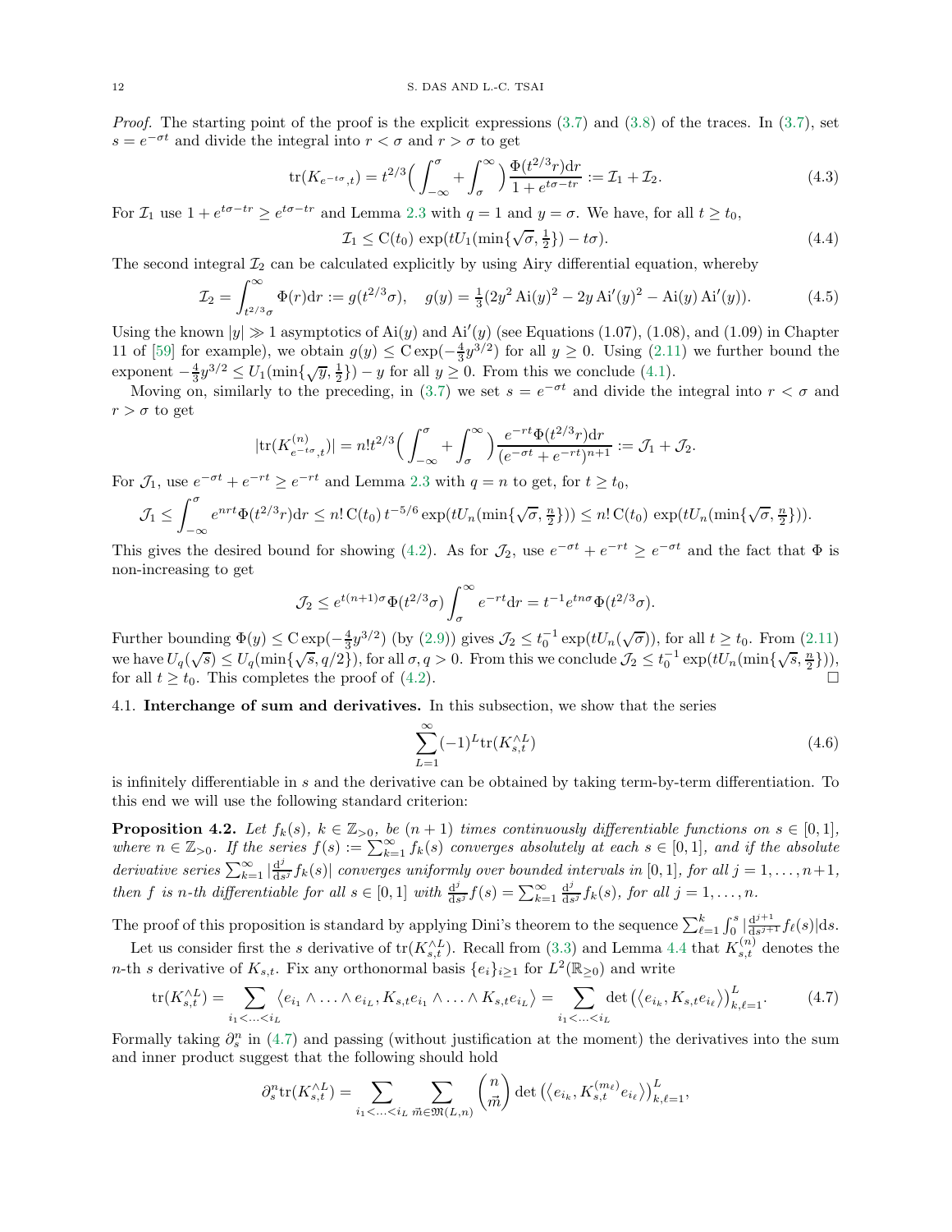*Proof.* The starting point of the proof is the explicit expressions (3.7) and (3.8) of the traces. In (3.7), set $s = e^{-\sigma t}$ and divide the integral into $r < \sigma$ and $r > \sigma$ to get

$$\mathrm{tr}(K_{e^{-t\sigma},t}) = t^{2/3}\Big(\int_{-\infty}^{\sigma} + \int_{\sigma}^{\infty}\Big)\frac{\Phi(t^{2/3}r)\mathrm{d}r}{1+e^{t\sigma - tr}} := \mathcal{I}_1 + \mathcal{I}_2. \tag{4.3}$$

For $\mathcal{I}_1$ use $1 + e^{t\sigma - tr} \geq e^{t\sigma - tr}$ and Lemma 2.3 with $q = 1$ and $y = \sigma$. We have, for all $t \geq t_0$,

$$\mathcal{I}_1 \leq \mathrm{C}(t_0)\,\exp(tU_1(\min\{\sqrt{\sigma}, \tfrac{1}{2}\}) - t\sigma). \tag{4.4}$$

The second integral $\mathcal{I}_2$ can be calculated explicitly by using Airy differential equation, whereby

$$\mathcal{I}_2 = \int_{t^{2/3}\sigma}^{\infty}\Phi(r)\mathrm{d}r := g(t^{2/3}\sigma), \quad g(y) = \tfrac{1}{3}(2y^2\,\mathrm{Ai}(y)^2 - 2y\,\mathrm{Ai}'(y)^2 - \mathrm{Ai}(y)\,\mathrm{Ai}'(y)). \tag{4.5}$$

Using the known $|y| \gg 1$ asymptotics of $\mathrm{Ai}(y)$ and $\mathrm{Ai}'(y)$ (see Equations (1.07), (1.08), and (1.09) in Chapter 11 of [59] for example), we obtain $g(y) \leq \mathrm{C}\exp(-\frac{4}{3}y^{3/2})$ for all $y \geq 0$. Using (2.11) we further bound the exponent $-\frac{4}{3}y^{3/2} \leq U_1(\min\{\sqrt{y}, \frac{1}{2}\}) - y$ for all $y \geq 0$. From this we conclude (4.1).

Moving on, similarly to the preceding, in (3.7) we set $s = e^{-\sigma t}$ and divide the integral into $r < \sigma$ and $r > \sigma$ to get

$$|\mathrm{tr}(K^{(n)}_{e^{-t\sigma},t})| = n!t^{2/3}\Big(\int_{-\infty}^{\sigma} + \int_{\sigma}^{\infty}\Big)\frac{e^{-rt}\Phi(t^{2/3}r)\mathrm{d}r}{(e^{-\sigma t} + e^{-rt})^{n+1}} := \mathcal{J}_1 + \mathcal{J}_2.$$

For $\mathcal{J}_1$, use $e^{-\sigma t} + e^{-rt} \geq e^{-rt}$ and Lemma 2.3 with $q = n$ to get, for $t \geq t_0$,

$$\mathcal{J}_1 \leq \int_{-\infty}^{\sigma} e^{nrt}\Phi(t^{2/3}r)\mathrm{d}r \leq n!\,\mathrm{C}(t_0)\,t^{-5/6}\exp(tU_n(\min\{\sqrt{\sigma}, \tfrac{n}{2}\})) \leq n!\,\mathrm{C}(t_0)\,\exp(tU_n(\min\{\sqrt{\sigma}, \tfrac{n}{2}\})).$$

This gives the desired bound for showing (4.2). As for $\mathcal{J}_2$, use $e^{-\sigma t} + e^{-rt} \geq e^{-\sigma t}$ and the fact that $\Phi$ is non-increasing to get

$$\mathcal{J}_2 \leq e^{t(n+1)\sigma}\Phi(t^{2/3}\sigma)\int_{\sigma}^{\infty} e^{-rt}\mathrm{d}r = t^{-1}e^{tn\sigma}\Phi(t^{2/3}\sigma).$$

Further bounding $\Phi(y) \leq \mathrm{C}\exp(-\frac{4}{3}y^{3/2})$ (by (2.9)) gives $\mathcal{J}_2 \leq t_0^{-1}\exp(tU_n(\sqrt{\sigma}))$, for all $t \geq t_0$. From (2.11) we have $U_q(\sqrt{s}) \leq U_q(\min\{\sqrt{s}, q/2\})$, for all $\sigma, q > 0$. From this we conclude $\mathcal{J}_2 \leq t_0^{-1}\exp(tU_n(\min\{\sqrt{s}, \frac{n}{2}\}))$, for all $t \geq t_0$. This completes the proof of (4.2). $\square$

## 4.1. Interchange of sum and derivatives.

In this subsection, we show that the series

$$\sum_{L=1}^{\infty}(-1)^L\mathrm{tr}(K_{s,t}^{\wedge L}) \tag{4.6}$$

is infinitely differentiable in $s$ and the derivative can be obtained by taking term-by-term differentiation. To this end we will use the following standard criterion:

**Proposition 4.2.** *Let $f_k(s)$, $k \in \mathbb{Z}_{>0}$, be $(n+1)$ times continuously differentiable functions on $s \in [0,1]$, where $n \in \mathbb{Z}_{>0}$. If the series $f(s) := \sum_{k=1}^{\infty} f_k(s)$ converges absolutely at each $s \in [0,1]$, and if the absolute derivative series $\sum_{k=1}^{\infty}|\frac{\mathrm{d}^j}{\mathrm{d}s^j}f_k(s)|$ converges uniformly over bounded intervals in $[0,1]$, for all $j = 1,\ldots,n+1$, then $f$ is $n$-th differentiable for all $s \in [0,1]$ with $\frac{\mathrm{d}^j}{\mathrm{d}s^j}f(s) = \sum_{k=1}^{\infty}\frac{\mathrm{d}^j}{\mathrm{d}s^j}f_k(s)$, for all $j = 1,\ldots,n$.*

The proof of this proposition is standard by applying Dini's theorem to the sequence $\sum_{\ell=1}^{k}\int_0^s|\frac{\mathrm{d}^{j+1}}{\mathrm{d}s^{j+1}}f_\ell(s)|\mathrm{d}s$.

Let us consider first the $s$ derivative of $\mathrm{tr}(K_{s,t}^{\wedge L})$. Recall from (3.3) and Lemma 4.4 that $K_{s,t}^{(n)}$ denotes the $n$-th $s$ derivative of $K_{s,t}$. Fix any orthonormal basis $\{e_i\}_{i\geq 1}$ for $L^2(\mathbb{R}_{\geq 0})$ and write

$$\mathrm{tr}(K_{s,t}^{\wedge L}) = \sum_{i_1<\ldots<i_L}\big\langle e_{i_1}\wedge\ldots\wedge e_{i_L}, K_{s,t}e_{i_1}\wedge\ldots\wedge K_{s,t}e_{i_L}\big\rangle = \sum_{i_1<\ldots<i_L}\det\big(\langle e_{i_k}, K_{s,t}e_{i_\ell}\rangle\big)_{k,\ell=1}^{L}. \tag{4.7}$$

Formally taking $\partial_s^n$ in (4.7) and passing (without justification at the moment) the derivatives into the sum and inner product suggest that the following should hold

$$\partial_s^n\mathrm{tr}(K_{s,t}^{\wedge L}) = \sum_{i_1<\ldots<i_L}\sum_{\vec{m}\in\mathfrak{M}(L,n)}\binom{n}{\vec{m}}\det\big(\langle e_{i_k}, K_{s,t}^{(m_\ell)}e_{i_\ell}\rangle\big)_{k,\ell=1}^{L},$$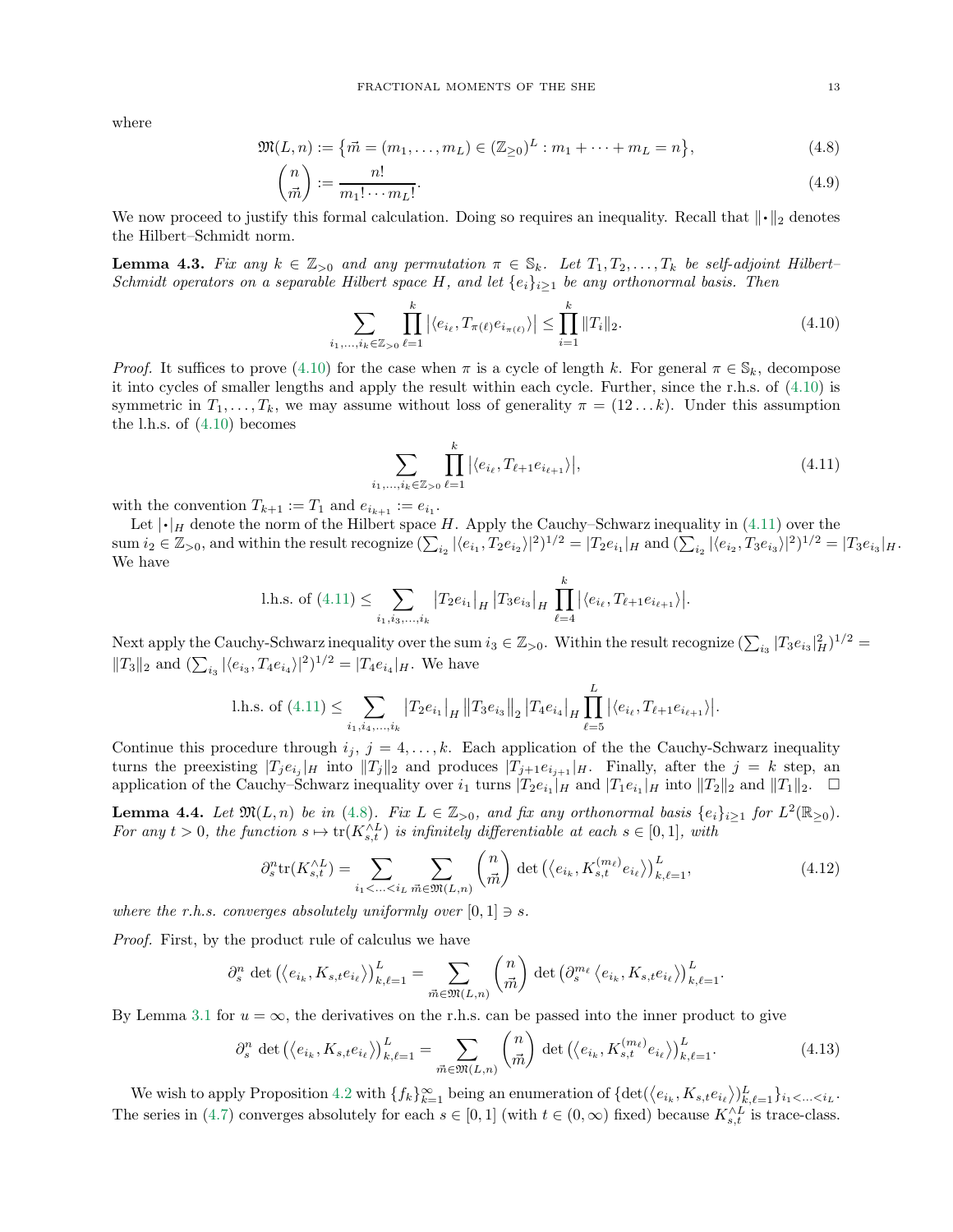where

$$\mathfrak{M}(L,n) := \big\{\vec{m} = (m_1,\ldots,m_L) \in (\mathbb{Z}_{\geq 0})^L : m_1 + \cdots + m_L = n\big\}, \tag{4.8}$$

$$\binom{n}{\vec{m}} := \frac{n!}{m_1! \cdots m_L!}. \tag{4.9}$$

We now proceed to justify this formal calculation. Doing so requires an inequality. Recall that $\|\cdot\|_2$ denotes the Hilbert–Schmidt norm.

**Lemma 4.3.** *Fix any $k \in \mathbb{Z}_{>0}$ and any permutation $\pi \in \mathbb{S}_k$. Let $T_1, T_2, \ldots, T_k$ be self-adjoint Hilbert–Schmidt operators on a separable Hilbert space $H$, and let $\{e_i\}_{i\geq 1}$ be any orthonormal basis. Then*

$$\sum_{i_1,\ldots,i_k \in \mathbb{Z}_{>0}} \prod_{\ell=1}^{k} \big|\langle e_{i_\ell}, T_{\pi(\ell)} e_{i_{\pi(\ell)}}\rangle\big| \leq \prod_{i=1}^{k} \|T_i\|_2. \tag{4.10}$$

*Proof.* It suffices to prove (4.10) for the case when $\pi$ is a cycle of length $k$. For general $\pi \in \mathbb{S}_k$, decompose it into cycles of smaller lengths and apply the result within each cycle. Further, since the r.h.s. of (4.10) is symmetric in $T_1, \ldots, T_k$, we may assume without loss of generality $\pi = (12\ldots k)$. Under this assumption the l.h.s. of (4.10) becomes

$$\sum_{i_1,\ldots,i_k \in \mathbb{Z}_{>0}} \prod_{\ell=1}^{k} |\langle e_{i_\ell}, T_{\ell+1} e_{i_{\ell+1}}\rangle|, \tag{4.11}$$

with the convention $T_{k+1} := T_1$ and $e_{i_{k+1}} := e_{i_1}$.

Let $|\cdot|_H$ denote the norm of the Hilbert space $H$. Apply the Cauchy–Schwarz inequality in (4.11) over the sum $i_2 \in \mathbb{Z}_{>0}$, and within the result recognize $(\sum_{i_2} |\langle e_{i_1}, T_2 e_{i_2}\rangle|^2)^{1/2} = |T_2 e_{i_1}|_H$ and $(\sum_{i_2} |\langle e_{i_2}, T_3 e_{i_3}\rangle|^2)^{1/2} = |T_3 e_{i_3}|_H$. We have

$$\text{l.h.s. of (4.11)} \leq \sum_{i_1, i_3, \ldots, i_k} \big|T_2 e_{i_1}\big|_H \, \big|T_3 e_{i_3}\big|_H \prod_{\ell=4}^{k} \big|\langle e_{i_\ell}, T_{\ell+1} e_{i_{\ell+1}}\rangle\big|.$$

Next apply the Cauchy-Schwarz inequality over the sum $i_3 \in \mathbb{Z}_{>0}$. Within the result recognize $(\sum_{i_3} |T_3 e_{i_3}|_H^2)^{1/2} = \|T_3\|_2$ and $(\sum_{i_3} |\langle e_{i_3}, T_4 e_{i_4}\rangle|^2)^{1/2} = |T_4 e_{i_4}|_H$. We have

$$\text{l.h.s. of (4.11)} \leq \sum_{i_1, i_4, \ldots, i_k} \big|T_2 e_{i_1}\big|_H \, \big\|T_3 e_{i_3}\big\|_2 \, \big|T_4 e_{i_4}\big|_H \prod_{\ell=5}^{L} \big|\langle e_{i_\ell}, T_{\ell+1} e_{i_{\ell+1}}\rangle\big|.$$

Continue this procedure through $i_j$, $j = 4, \ldots, k$. Each application of the the Cauchy-Schwarz inequality turns the preexisting $|T_j e_{i_j}|_H$ into $\|T_j\|_2$ and produces $|T_{j+1} e_{i_{j+1}}|_H$. Finally, after the $j = k$ step, an application of the Cauchy–Schwarz inequality over $i_1$ turns $|T_2 e_{i_1}|_H$ and $|T_1 e_{i_1}|_H$ into $\|T_2\|_2$ and $\|T_1\|_2$. $\square$

**Lemma 4.4.** *Let $\mathfrak{M}(L,n)$ be in (4.8). Fix $L \in \mathbb{Z}_{>0}$, and fix any orthonormal basis $\{e_i\}_{i\geq 1}$ for $L^2(\mathbb{R}_{\geq 0})$. For any $t > 0$, the function $s \mapsto \operatorname{tr}(K_{s,t}^{\wedge L})$ is infinitely differentiable at each $s \in [0,1]$, with*

$$\partial_s^n \operatorname{tr}(K_{s,t}^{\wedge L}) = \sum_{i_1 < \ldots < i_L} \sum_{\vec{m} \in \mathfrak{M}(L,n)} \binom{n}{\vec{m}} \det\big(\langle e_{i_k}, K_{s,t}^{(m_\ell)} e_{i_\ell}\rangle\big)_{k,\ell=1}^{L}, \tag{4.12}$$

*where the r.h.s. converges absolutely uniformly over $[0,1] \ni s$.*

*Proof.* First, by the product rule of calculus we have

$$\partial_s^n \det\big(\langle e_{i_k}, K_{s,t} e_{i_\ell}\rangle\big)_{k,\ell=1}^{L} = \sum_{\vec{m} \in \mathfrak{M}(L,n)} \binom{n}{\vec{m}} \det\big(\partial_s^{m_\ell} \langle e_{i_k}, K_{s,t} e_{i_\ell}\rangle\big)_{k,\ell=1}^{L}.$$

By Lemma 3.1 for $u = \infty$, the derivatives on the r.h.s. can be passed into the inner product to give

$$\partial_s^n \det\big(\langle e_{i_k}, K_{s,t} e_{i_\ell}\rangle\big)_{k,\ell=1}^{L} = \sum_{\vec{m} \in \mathfrak{M}(L,n)} \binom{n}{\vec{m}} \det\big(\langle e_{i_k}, K_{s,t}^{(m_\ell)} e_{i_\ell}\rangle\big)_{k,\ell=1}^{L}. \tag{4.13}$$

We wish to apply Proposition 4.2 with $\{f_k\}_{k=1}^{\infty}$ being an enumeration of $\{\det(\langle e_{i_k}, K_{s,t} e_{i_\ell}\rangle)_{k,\ell=1}^{L}\}_{i_1<\ldots<i_L}$. The series in (4.7) converges absolutely for each $s \in [0,1]$ (with $t \in (0,\infty)$ fixed) because $K_{s,t}^{\wedge L}$ is trace-class.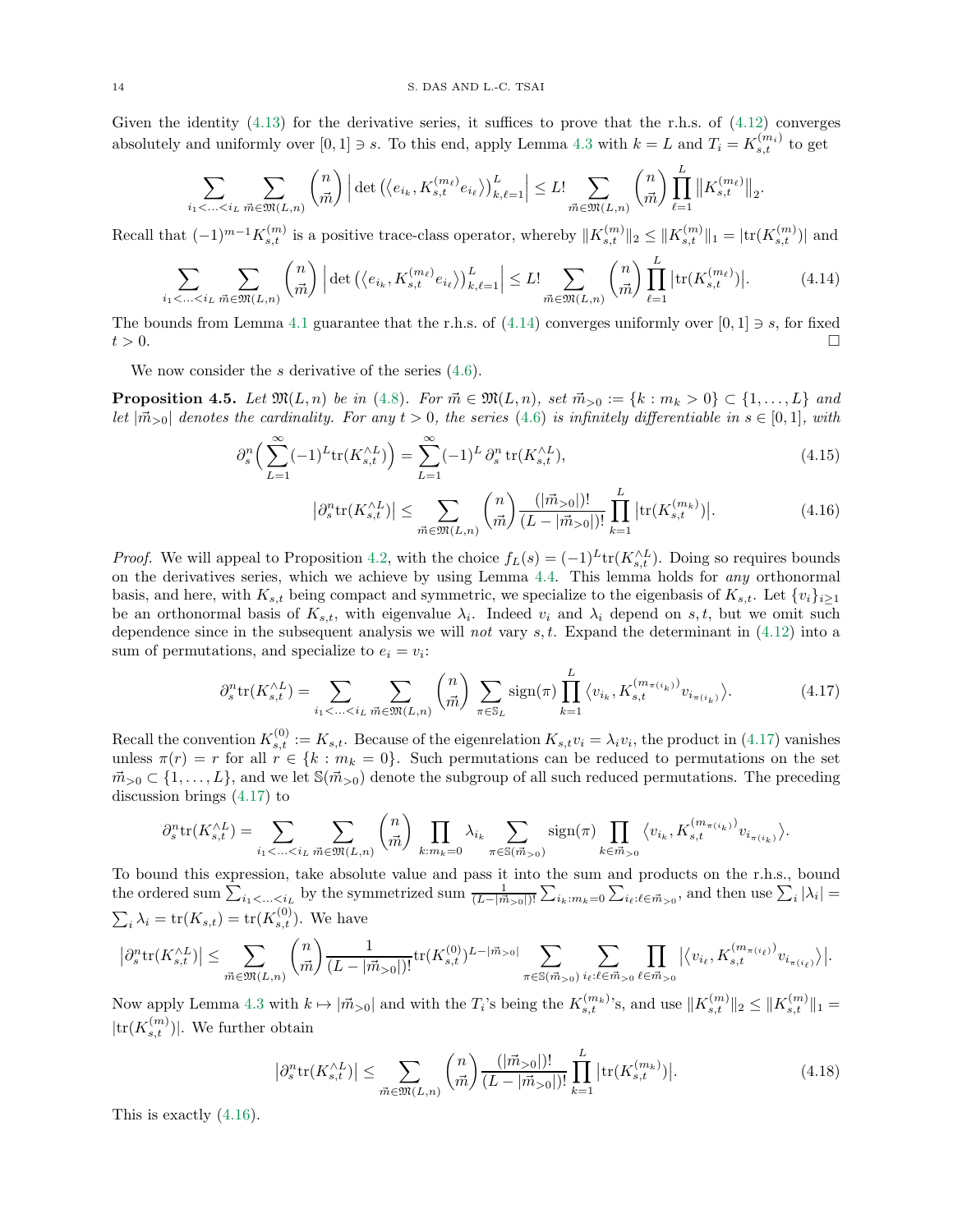Given the identity (4.13) for the derivative series, it suffices to prove that the r.h.s. of (4.12) converges absolutely and uniformly over $[0,1] \ni s$. To this end, apply Lemma 4.3 with $k = L$ and $T_i = K^{(m_i)}_{s,t}$ to get

$$\sum_{i_1<\ldots<i_L} \sum_{\vec{m}\in\mathfrak{M}(L,n)} \binom{n}{\vec{m}} \Big| \det\big(\langle e_{i_k}, K^{(m_\ell)}_{s,t} e_{i_\ell}\rangle\big)^L_{k,\ell=1}\Big| \leq L! \sum_{\vec{m}\in\mathfrak{M}(L,n)} \binom{n}{\vec{m}} \prod_{\ell=1}^{L} \big\|K^{(m_\ell)}_{s,t}\big\|_2.$$

Recall that $(-1)^{m-1}K^{(m)}_{s,t}$ is a positive trace-class operator, whereby $\|K^{(m)}_{s,t}\|_2 \leq \|K^{(m)}_{s,t}\|_1 = |\mathrm{tr}(K^{(m)}_{s,t})|$ and

$$\sum_{i_1<\ldots<i_L} \sum_{\vec{m}\in\mathfrak{M}(L,n)} \binom{n}{\vec{m}} \Big| \det\big(\langle e_{i_k}, K^{(m_\ell)}_{s,t} e_{i_\ell}\rangle\big)^L_{k,\ell=1}\Big| \leq L! \sum_{\vec{m}\in\mathfrak{M}(L,n)} \binom{n}{\vec{m}} \prod_{\ell=1}^{L} \big|\mathrm{tr}(K^{(m_\ell)}_{s,t})\big|. \tag{4.14}$$

The bounds from Lemma 4.1 guarantee that the r.h.s. of (4.14) converges uniformly over $[0,1] \ni s$, for fixed $t > 0$. □

We now consider the $s$ derivative of the series (4.6).

**Proposition 4.5.** *Let $\mathfrak{M}(L,n)$ be in (4.8). For $\vec{m} \in \mathfrak{M}(L,n)$, set $\vec{m}_{>0} := \{k : m_k > 0\} \subset \{1,\ldots,L\}$ and let $|\vec{m}_{>0}|$ denotes the cardinality. For any $t > 0$, the series (4.6) is infinitely differentiable in $s \in [0,1]$, with*

$$\partial^n_s\Big(\sum_{L=1}^{\infty}(-1)^L \mathrm{tr}(K^{\wedge L}_{s,t})\Big) = \sum_{L=1}^{\infty}(-1)^L\, \partial^n_s\, \mathrm{tr}(K^{\wedge L}_{s,t}), \tag{4.15}$$

$$\big|\partial^n_s \mathrm{tr}(K^{\wedge L}_{s,t})\big| \leq \sum_{\vec{m}\in\mathfrak{M}(L,n)} \binom{n}{\vec{m}} \frac{(|\vec{m}_{>0}|)!}{(L-|\vec{m}_{>0}|)!} \prod_{k=1}^{L} \big|\mathrm{tr}(K^{(m_k)}_{s,t})\big|. \tag{4.16}$$

*Proof.* We will appeal to Proposition 4.2, with the choice $f_L(s) = (-1)^L \mathrm{tr}(K^{\wedge L}_{s,t})$. Doing so requires bounds on the derivatives series, which we achieve by using Lemma 4.4. This lemma holds for *any* orthonormal basis, and here, with $K_{s,t}$ being compact and symmetric, we specialize to the eigenbasis of $K_{s,t}$. Let $\{v_i\}_{i\geq 1}$ be an orthonormal basis of $K_{s,t}$, with eigenvalue $\lambda_i$. Indeed $v_i$ and $\lambda_i$ depend on $s,t$, but we omit such dependence since in the subsequent analysis we will *not* vary $s,t$. Expand the determinant in (4.12) into a sum of permutations, and specialize to $e_i = v_i$:

$$\partial^n_s \mathrm{tr}(K^{\wedge L}_{s,t}) = \sum_{i_1<\ldots<i_L} \sum_{\vec{m}\in\mathfrak{M}(L,n)} \binom{n}{\vec{m}} \sum_{\pi\in\mathbb{S}_L} \mathrm{sign}(\pi) \prod_{k=1}^{L} \big\langle v_{i_k}, K^{(m_{\pi(i_k)})}_{s,t} v_{i_{\pi(i_k)}}\big\rangle. \tag{4.17}$$

Recall the convention $K^{(0)}_{s,t} := K_{s,t}$. Because of the eigenrelation $K_{s,t}v_i = \lambda_i v_i$, the product in (4.17) vanishes unless $\pi(r) = r$ for all $r \in \{k : m_k = 0\}$. Such permutations can be reduced to permutations on the set $\vec{m}_{>0} \subset \{1,\ldots,L\}$, and we let $\mathbb{S}(\vec{m}_{>0})$ denote the subgroup of all such reduced permutations. The preceding discussion brings (4.17) to

$$\partial^n_s \mathrm{tr}(K^{\wedge L}_{s,t}) = \sum_{i_1<\ldots<i_L} \sum_{\vec{m}\in\mathfrak{M}(L,n)} \binom{n}{\vec{m}} \prod_{k:m_k=0} \lambda_{i_k} \sum_{\pi\in\mathbb{S}(\vec{m}_{>0})} \mathrm{sign}(\pi) \prod_{k\in\vec{m}_{>0}} \big\langle v_{i_k}, K^{(m_{\pi(i_k)})}_{s,t} v_{i_{\pi(i_k)}}\big\rangle.$$

To bound this expression, take absolute value and pass it into the sum and products on the r.h.s., bound the ordered sum $\sum_{i_1<\ldots<i_L}$ by the symmetrized sum $\frac{1}{(L-|\vec{m}_{>0}|)!}\sum_{i_k:m_k=0}\sum_{i_\ell:\ell\in\vec{m}_{>0}}$, and then use $\sum_i|\lambda_i| = \sum_i \lambda_i = \mathrm{tr}(K_{s,t}) = \mathrm{tr}(K^{(0)}_{s,t})$. We have

$$\big|\partial^n_s \mathrm{tr}(K^{\wedge L}_{s,t})\big| \leq \sum_{\vec{m}\in\mathfrak{M}(L,n)} \binom{n}{\vec{m}} \frac{1}{(L-|\vec{m}_{>0}|)!} \mathrm{tr}(K^{(0)}_{s,t})^{L-|\vec{m}_{>0}|} \sum_{\pi\in\mathbb{S}(\vec{m}_{>0})} \sum_{i_\ell:\ell\in\vec{m}_{>0}} \prod_{\ell\in\vec{m}_{>0}} \big|\big\langle v_{i_\ell}, K^{(m_{\pi(i_\ell)})}_{s,t} v_{i_{\pi(i_\ell)}}\big\rangle\big|.$$

Now apply Lemma 4.3 with $k \mapsto |\vec{m}_{>0}|$ and with the $T_i$'s being the $K^{(m_k)}_{s,t}$'s, and use $\|K^{(m)}_{s,t}\|_2 \leq \|K^{(m)}_{s,t}\|_1 = |\mathrm{tr}(K^{(m)}_{s,t})|$. We further obtain

$$\big|\partial^n_s \mathrm{tr}(K^{\wedge L}_{s,t})\big| \leq \sum_{\vec{m}\in\mathfrak{M}(L,n)} \binom{n}{\vec{m}} \frac{(|\vec{m}_{>0}|)!}{(L-|\vec{m}_{>0}|)!} \prod_{k=1}^{L} \big|\mathrm{tr}(K^{(m_k)}_{s,t})\big|. \tag{4.18}$$

This is exactly (4.16).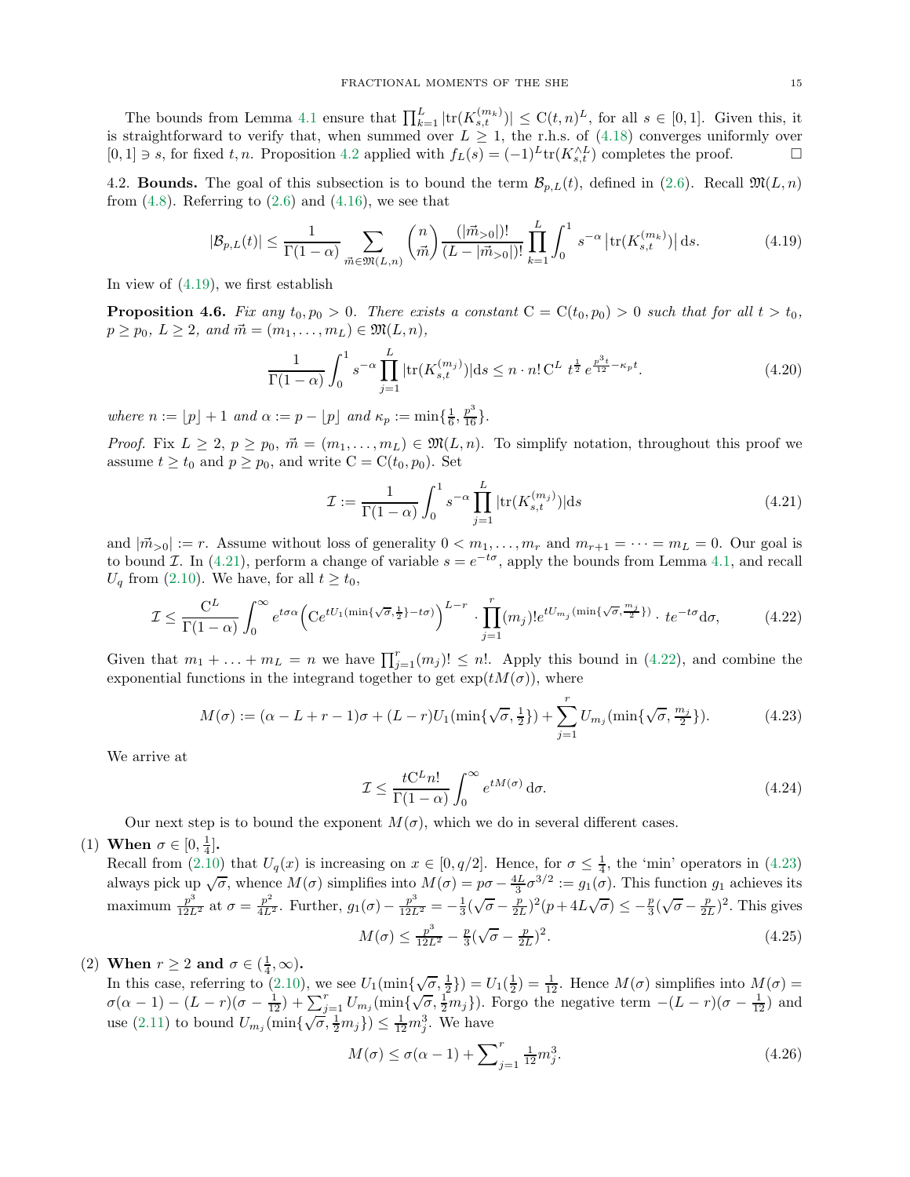The bounds from Lemma 4.1 ensure that $\prod_{k=1}^{L} |\mathrm{tr}(K_{s,t}^{(m_k)})| \le \mathrm{C}(t,n)^L$, for all $s \in [0,1]$. Given this, it is straightforward to verify that, when summed over $L \ge 1$, the r.h.s. of (4.18) converges uniformly over $[0,1] \ni s$, for fixed $t, n$. Proposition 4.2 applied with $f_L(s) = (-1)^L \mathrm{tr}(K_{s,t}^{\wedge L})$ completes the proof. $\square$

4.2. **Bounds.** The goal of this subsection is to bound the term $\mathcal{B}_{p,L}(t)$, defined in (2.6). Recall $\mathfrak{M}(L,n)$ from (4.8). Referring to (2.6) and (4.16), we see that

$$|\mathcal{B}_{p,L}(t)| \le \frac{1}{\Gamma(1-\alpha)} \sum_{\vec{m} \in \mathfrak{M}(L,n)} \binom{n}{\vec{m}} \frac{(|\vec{m}_{>0}|)!}{(L - |\vec{m}_{>0}|)!} \prod_{k=1}^{L} \int_0^1 s^{-\alpha} \left|\mathrm{tr}(K_{s,t}^{(m_k)})\right| \mathrm{d}s. \tag{4.19}$$

In view of (4.19), we first establish

**Proposition 4.6.** *Fix any $t_0, p_0 > 0$. There exists a constant $\mathrm{C} = \mathrm{C}(t_0, p_0) > 0$ such that for all $t > t_0$, $p \ge p_0$, $L \ge 2$, and $\vec{m} = (m_1, \ldots, m_L) \in \mathfrak{M}(L,n)$,*

$$\frac{1}{\Gamma(1-\alpha)} \int_0^1 s^{-\alpha} \prod_{j=1}^{L} |\mathrm{tr}(K_{s,t}^{(m_j)})| \mathrm{d}s \le n \cdot n! \, \mathrm{C}^L \, t^{\frac{1}{2}} \, e^{\frac{p^3 t}{12} - \kappa_p t}. \tag{4.20}$$

*where $n := \lfloor p \rfloor + 1$ and $\alpha := p - \lfloor p \rfloor$ and $\kappa_p := \min\{\frac{1}{6}, \frac{p^3}{16}\}$.*

*Proof.* Fix $L \ge 2$, $p \ge p_0$, $\vec{m} = (m_1, \ldots, m_L) \in \mathfrak{M}(L,n)$. To simplify notation, throughout this proof we assume $t \ge t_0$ and $p \ge p_0$, and write $\mathrm{C} = \mathrm{C}(t_0, p_0)$. Set

$$\mathcal{I} := \frac{1}{\Gamma(1-\alpha)} \int_0^1 s^{-\alpha} \prod_{j=1}^{L} |\mathrm{tr}(K_{s,t}^{(m_j)})| \mathrm{d}s \tag{4.21}$$

and $|\vec{m}_{>0}| := r$. Assume without loss of generality $0 < m_1, \ldots, m_r$ and $m_{r+1} = \cdots = m_L = 0$. Our goal is to bound $\mathcal{I}$. In (4.21), perform a change of variable $s = e^{-t\sigma}$, apply the bounds from Lemma 4.1, and recall $U_q$ from (2.10). We have, for all $t \ge t_0$,

$$\mathcal{I} \le \frac{\mathrm{C}^L}{\Gamma(1-\alpha)} \int_0^\infty e^{t\sigma\alpha} \Big( \mathrm{C} e^{tU_1(\min\{\sqrt{\sigma}, \frac{1}{2}\} - t\sigma)} \Big)^{L-r} \cdot \prod_{j=1}^{r} (m_j)! e^{tU_{m_j}(\min\{\sqrt{\sigma}, \frac{m_j}{2}\})} \cdot t e^{-t\sigma} \mathrm{d}\sigma, \tag{4.22}$$

Given that $m_1 + \ldots + m_L = n$ we have $\prod_{j=1}^{r} (m_j)! \le n!$. Apply this bound in (4.22), and combine the exponential functions in the integrand together to get $\exp(tM(\sigma))$, where

$$M(\sigma) := (\alpha - L + r - 1)\sigma + (L-r) U_1(\min\{\sqrt{\sigma}, \tfrac{1}{2}\}) + \sum_{j=1}^{r} U_{m_j}(\min\{\sqrt{\sigma}, \tfrac{m_j}{2}\}). \tag{4.23}$$

We arrive at

$$\mathcal{I} \le \frac{t \mathrm{C}^L n!}{\Gamma(1-\alpha)} \int_0^\infty e^{tM(\sigma)} \, \mathrm{d}\sigma. \tag{4.24}$$

Our next step is to bound the exponent $M(\sigma)$, which we do in several different cases.

(1) **When $\sigma \in [0, \frac{1}{4}]$.**
Recall from (2.10) that $U_q(x)$ is increasing on $x \in [0, q/2]$. Hence, for $\sigma \le \frac{1}{4}$, the 'min' operators in (4.23) always pick up $\sqrt{\sigma}$, whence $M(\sigma)$ simplifies into $M(\sigma) = p\sigma - \frac{4L}{3}\sigma^{3/2} := g_1(\sigma)$. This function $g_1$ achieves its maximum $\frac{p^3}{12L^2}$ at $\sigma = \frac{p^2}{4L^2}$. Further, $g_1(\sigma) - \frac{p^3}{12L^2} = -\frac{1}{3}(\sqrt{\sigma} - \frac{p}{2L})^2 (p + 4L\sqrt{\sigma}) \le -\frac{p}{3}(\sqrt{\sigma} - \frac{p}{2L})^2$. This gives

$$M(\sigma) \le \tfrac{p^3}{12L^2} - \tfrac{p}{3}(\sqrt{\sigma} - \tfrac{p}{2L})^2. \tag{4.25}$$

(2) **When $r \ge 2$ and $\sigma \in (\frac{1}{4}, \infty)$.**
In this case, referring to (2.10), we see $U_1(\min\{\sqrt{\sigma}, \frac{1}{2}\}) = U_1(\frac{1}{2}) = \frac{1}{12}$. Hence $M(\sigma)$ simplifies into $M(\sigma) = \sigma(\alpha - 1) - (L-r)(\sigma - \frac{1}{12}) + \sum_{j=1}^{r} U_{m_j}(\min\{\sqrt{\sigma}, \frac{1}{2}m_j\})$. Forgo the negative term $-(L-r)(\sigma - \frac{1}{12})$ and use (2.11) to bound $U_{m_j}(\min\{\sqrt{\sigma}, \frac{1}{2}m_j\}) \le \frac{1}{12}m_j^3$. We have

$$M(\sigma) \le \sigma(\alpha - 1) + \sum\nolimits_{j=1}^{r} \tfrac{1}{12} m_j^3. \tag{4.26}$$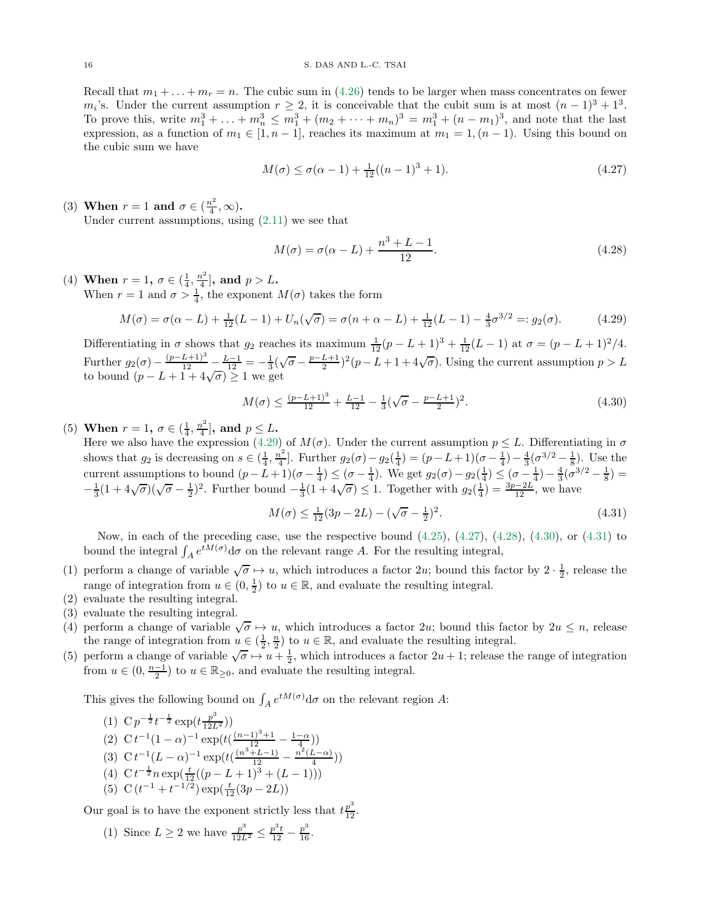Recall that $m_1 + \ldots + m_r = n$. The cubic sum in (4.26) tends to be larger when mass concentrates on fewer $m_i$'s. Under the current assumption $r \geq 2$, it is conceivable that the cubit sum is at most $(n-1)^3 + 1^3$. To prove this, write $m_1^3 + \ldots + m_n^3 \leq m_1^3 + (m_2 + \cdots + m_n)^3 = m_1^3 + (n - m_1)^3$, and note that the last expression, as a function of $m_1 \in [1, n-1]$, reaches its maximum at $m_1 = 1, (n-1)$. Using this bound on the cubic sum we have

$$M(\sigma) \leq \sigma(\alpha - 1) + \tfrac{1}{12}((n-1)^3 + 1). \tag{4.27}$$

(3) **When $r = 1$ and $\sigma \in (\frac{n^2}{4}, \infty)$.**
Under current assumptions, using (2.11) we see that

$$M(\sigma) = \sigma(\alpha - L) + \frac{n^3 + L - 1}{12}. \tag{4.28}$$

(4) **When $r = 1$, $\sigma \in (\frac{1}{4}, \frac{n^2}{4}]$, and $p > L$.**
When $r = 1$ and $\sigma > \frac{1}{4}$, the exponent $M(\sigma)$ takes the form

$$M(\sigma) = \sigma(\alpha - L) + \tfrac{1}{12}(L-1) + U_n(\sqrt{\sigma}) = \sigma(n + \alpha - L) + \tfrac{1}{12}(L-1) - \tfrac{4}{3}\sigma^{3/2} =: g_2(\sigma). \tag{4.29}$$

Differentiating in $\sigma$ shows that $g_2$ reaches its maximum $\frac{1}{12}(p-L+1)^3 + \frac{1}{12}(L-1)$ at $\sigma = (p-L+1)^2/4$. Further $g_2(\sigma) - \frac{(p-L+1)^3}{12} - \frac{L-1}{12} = -\frac{1}{3}(\sqrt{\sigma} - \frac{p-L+1}{2})^2(p - L + 1 + 4\sqrt{\sigma})$. Using the current assumption $p > L$ to bound $(p - L + 1 + 4\sqrt{\sigma}) \geq 1$ we get

$$M(\sigma) \leq \tfrac{(p-L+1)^3}{12} + \tfrac{L-1}{12} - \tfrac{1}{3}(\sqrt{\sigma} - \tfrac{p-L+1}{2})^2. \tag{4.30}$$

(5) **When $r = 1$, $\sigma \in (\frac{1}{4}, \frac{n^2}{4}]$, and $p \leq L$.**
Here we also have the expression (4.29) of $M(\sigma)$. Under the current assumption $p \leq L$. Differentiating in $\sigma$ shows that $g_2$ is decreasing on $s \in (\frac{1}{4}, \frac{n^2}{4}]$. Further $g_2(\sigma) - g_2(\frac{1}{4}) = (p - L + 1)(\sigma - \frac{1}{4}) - \frac{4}{3}(\sigma^{3/2} - \frac{1}{8})$. Use the current assumptions to bound $(p - L + 1)(\sigma - \frac{1}{4}) \leq (\sigma - \frac{1}{4})$. We get $g_2(\sigma) - g_2(\frac{1}{4}) \leq (\sigma - \frac{1}{4}) - \frac{4}{3}(\sigma^{3/2} - \frac{1}{8}) = -\frac{1}{3}(1 + 4\sqrt{\sigma})(\sqrt{\sigma} - \frac{1}{2})^2$. Further bound $-\frac{1}{3}(1 + 4\sqrt{\sigma}) \leq 1$. Together with $g_2(\frac{1}{4}) = \frac{3p - 2L}{12}$, we have

$$M(\sigma) \leq \tfrac{1}{12}(3p - 2L) - (\sqrt{\sigma} - \tfrac{1}{2})^2. \tag{4.31}$$

Now, in each of the preceding case, use the respective bound (4.25), (4.27), (4.28), (4.30), or (4.31) to bound the integral $\int_A e^{tM(\sigma)} d\sigma$ on the relevant range $A$. For the resulting integral,

(1) perform a change of variable $\sqrt{\sigma} \mapsto u$, which introduces a factor $2u$; bound this factor by $2 \cdot \frac{1}{2}$, release the range of integration from $u \in (0, \frac{1}{2})$ to $u \in \mathbb{R}$, and evaluate the resulting integral.
(2) evaluate the resulting integral.
(3) evaluate the resulting integral.
(4) perform a change of variable $\sqrt{\sigma} \mapsto u$, which introduces a factor $2u$; bound this factor by $2u \leq n$, release the range of integration from $u \in (\frac{1}{2}, \frac{n}{2})$ to $u \in \mathbb{R}$, and evaluate the resulting integral.
(5) perform a change of variable $\sqrt{\sigma} \mapsto u + \frac{1}{2}$, which introduces a factor $2u + 1$; release the range of integration from $u \in (0, \frac{n-1}{2})$ to $u \in \mathbb{R}_{\geq 0}$, and evaluate the resulting integral.

This gives the following bound on $\int_A e^{tM(\sigma)} d\sigma$ on the relevant region $A$:

(1) $\mathrm{C}\, p^{-\frac{1}{2}} t^{-\frac{1}{2}} \exp(t \frac{p^3}{12L^2}))$
(2) $\mathrm{C}\, t^{-1}(1-\alpha)^{-1} \exp(t(\frac{(n-1)^3+1}{12} - \frac{1-\alpha}{4}))$
(3) $\mathrm{C}\, t^{-1}(L-\alpha)^{-1} \exp(t(\frac{(n^3+L-1)}{12} - \frac{n^2(L-\alpha)}{4}))$
(4) $\mathrm{C}\, t^{-\frac{1}{2}} n \exp(\frac{t}{12}((p-L+1)^3 + (L-1)))$
(5) $\mathrm{C}\, (t^{-1} + t^{-1/2}) \exp(\frac{t}{12}(3p - 2L))$

Our goal is to have the exponent strictly less that $t\frac{p^3}{12}$.

(1) Since $L \geq 2$ we have $\frac{p^3}{12L^2} \leq \frac{p^3 t}{12} - \frac{p^3}{16}$.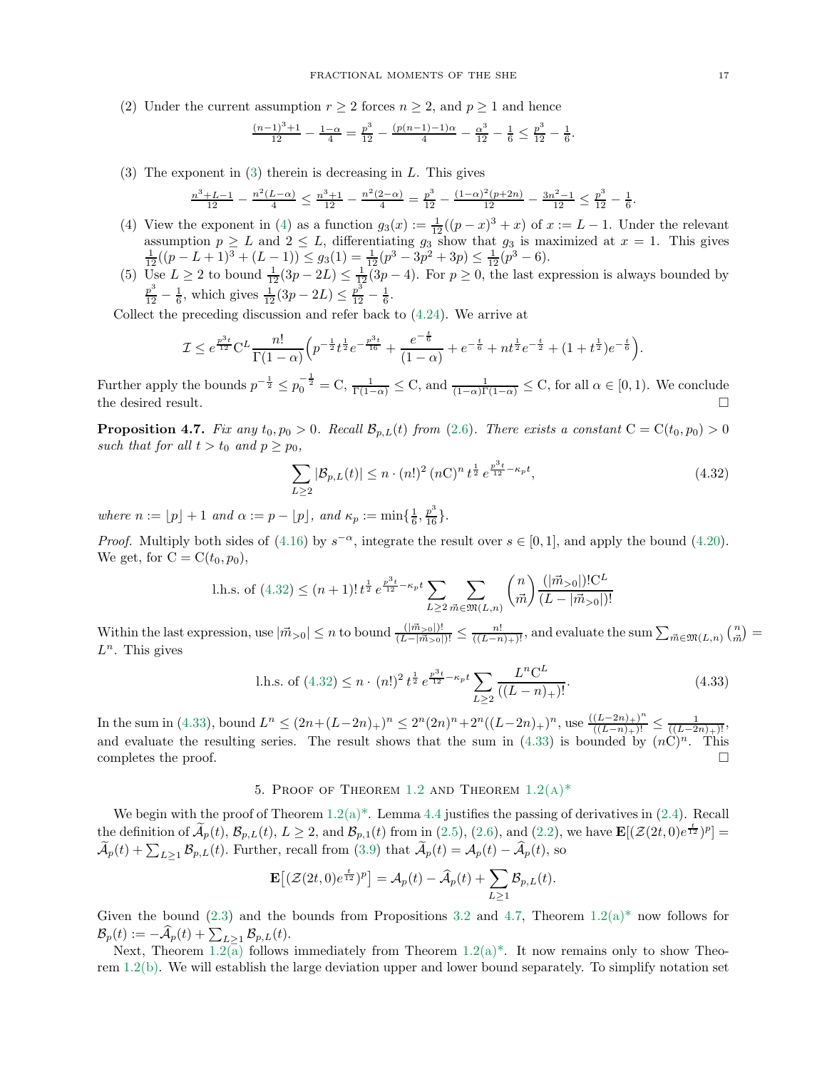(2) Under the current assumption $r \geq 2$ forces $n \geq 2$, and $p \geq 1$ and hence

$$\tfrac{(n-1)^3+1}{12} - \tfrac{1-\alpha}{4} = \tfrac{p^3}{12} - \tfrac{(p(n-1)-1)\alpha}{4} - \tfrac{\alpha^3}{12} - \tfrac{1}{6} \leq \tfrac{p^3}{12} - \tfrac{1}{6}.$$

(3) The exponent in (3) therein is decreasing in $L$. This gives

$$\tfrac{n^3+L-1}{12} - \tfrac{n^2(L-\alpha)}{4} \leq \tfrac{n^3+1}{12} - \tfrac{n^2(2-\alpha)}{4} = \tfrac{p^3}{12} - \tfrac{(1-\alpha)^2(p+2n)}{12} - \tfrac{3n^2-1}{12} \leq \tfrac{p^3}{12} - \tfrac{1}{6}.$$

(4) View the exponent in (4) as a function $g_3(x) := \frac{1}{12}((p-x)^3 + x)$ of $x := L-1$. Under the relevant assumption $p \geq L$ and $2 \leq L$, differentiating $g_3$ show that $g_3$ is maximized at $x = 1$. This gives $\frac{1}{12}((p-L+1)^3 + (L-1)) \leq g_3(1) = \frac{1}{12}(p^3 - 3p^2 + 3p) \leq \frac{1}{12}(p^3 - 6)$.

(5) Use $L \geq 2$ to bound $\frac{1}{12}(3p - 2L) \leq \frac{1}{12}(3p-4)$. For $p \geq 0$, the last expression is always bounded by $\frac{p^3}{12} - \frac{1}{6}$, which gives $\frac{1}{12}(3p-2L) \leq \frac{p^3}{12} - \frac{1}{6}$.

Collect the preceding discussion and refer back to (4.24). We arrive at

$$\mathcal{I} \leq e^{\frac{p^3 t}{12}} \mathrm{C}^L \frac{n!}{\Gamma(1-\alpha)} \Big( p^{-\frac{1}{2}} t^{\frac{1}{2}} e^{-\frac{p^3 t}{16}} + \frac{e^{-\frac{t}{6}}}{(1-\alpha)} + e^{-\frac{t}{6}} + n t^{\frac{1}{2}} e^{-\frac{t}{2}} + (1 + t^{\frac{1}{2}}) e^{-\frac{t}{6}} \Big).$$

Further apply the bounds $p^{-\frac{1}{2}} \leq p_0^{-\frac{1}{2}} = \mathrm{C}$, $\frac{1}{\Gamma(1-\alpha)} \leq \mathrm{C}$, and $\frac{1}{(1-\alpha)\Gamma(1-\alpha)} \leq \mathrm{C}$, for all $\alpha \in [0,1)$. We conclude the desired result. $\square$

**Proposition 4.7.** *Fix any $t_0, p_0 > 0$. Recall $\mathcal{B}_{p,L}(t)$ from (2.6). There exists a constant $\mathrm{C} = \mathrm{C}(t_0, p_0) > 0$ such that for all $t > t_0$ and $p \geq p_0$,*

$$\sum_{L \geq 2} |\mathcal{B}_{p,L}(t)| \leq n \cdot (n!)^2 \, (n\mathrm{C})^n \, t^{\frac{1}{2}} \, e^{\frac{p^3 t}{12} - \kappa_p t}, \tag{4.32}$$

*where $n := \lfloor p \rfloor + 1$ and $\alpha := p - \lfloor p \rfloor$, and $\kappa_p := \min\{\frac{1}{6}, \frac{p^3}{16}\}$.*

*Proof.* Multiply both sides of (4.16) by $s^{-\alpha}$, integrate the result over $s \in [0,1]$, and apply the bound (4.20). We get, for $\mathrm{C} = \mathrm{C}(t_0, p_0)$,

$$\text{l.h.s. of (4.32)} \leq (n+1)! \, t^{\frac{1}{2}} \, e^{\frac{p^3 t}{12} - \kappa_p t} \sum_{L \geq 2} \sum_{\vec{m} \in \mathfrak{M}(L,n)} \binom{n}{\vec{m}} \frac{(|\vec{m}_{>0}|)! \mathrm{C}^L}{(L - |\vec{m}_{>0}|)!}$$

Within the last expression, use $|\vec{m}_{>0}| \leq n$ to bound $\frac{(|\vec{m}_{>0}|)!}{(L - |\vec{m}_{>0}|)!} \leq \frac{n!}{((L-n)_+)!}$, and evaluate the sum $\sum_{\vec{m} \in \mathfrak{M}(L,n)} \binom{n}{\vec{m}} = L^n$. This gives

$$\text{l.h.s. of (4.32)} \leq n \cdot (n!)^2 \, t^{\frac{1}{2}} \, e^{\frac{p^3 t}{12} - \kappa_p t} \sum_{L \geq 2} \frac{L^n \mathrm{C}^L}{((L-n)_+)!}. \tag{4.33}$$

In the sum in (4.33), bound $L^n \leq (2n + (L-2n)_+)^n \leq 2^n (2n)^n + 2^n ((L-2n)_+)^n$, use $\frac{((L-2n)_+)^n}{((L-n)_+)!} \leq \frac{1}{((L-2n)_+)!}$, and evaluate the resulting series. The result shows that the sum in (4.33) is bounded by $(n\mathrm{C})^n$. This completes the proof. $\square$

## 5. Proof of Theorem 1.2 and Theorem 1.2(a)*

We begin with the proof of Theorem 1.2(a)*. Lemma 4.4 justifies the passing of derivatives in (2.4). Recall the definition of $\widetilde{\mathcal{A}}_p(t)$, $\mathcal{B}_{p,L}(t)$, $L \geq 2$, and $\mathcal{B}_{p,1}(t)$ from in (2.5), (2.6), and (2.2), we have $\mathbf{E}[(\mathcal{Z}(2t,0)e^{\frac{t}{12}})^p] = \widetilde{\mathcal{A}}_p(t) + \sum_{L \geq 1} \mathcal{B}_{p,L}(t)$. Further, recall from (3.9) that $\widetilde{\mathcal{A}}_p(t) = \mathcal{A}_p(t) - \widehat{\mathcal{A}}_p(t)$, so

$$\mathbf{E}\big[(\mathcal{Z}(2t,0)e^{\frac{t}{12}})^p\big] = \mathcal{A}_p(t) - \widehat{\mathcal{A}}_p(t) + \sum_{L \geq 1} \mathcal{B}_{p,L}(t).$$

Given the bound (2.3) and the bounds from Propositions 3.2 and 4.7, Theorem 1.2(a)* now follows for $\mathcal{B}_p(t) := -\widehat{\mathcal{A}}_p(t) + \sum_{L \geq 1} \mathcal{B}_{p,L}(t)$.

Next, Theorem 1.2(a) follows immediately from Theorem 1.2(a)*. It now remains only to show Theorem 1.2(b). We will establish the large deviation upper and lower bound separately. To simplify notation set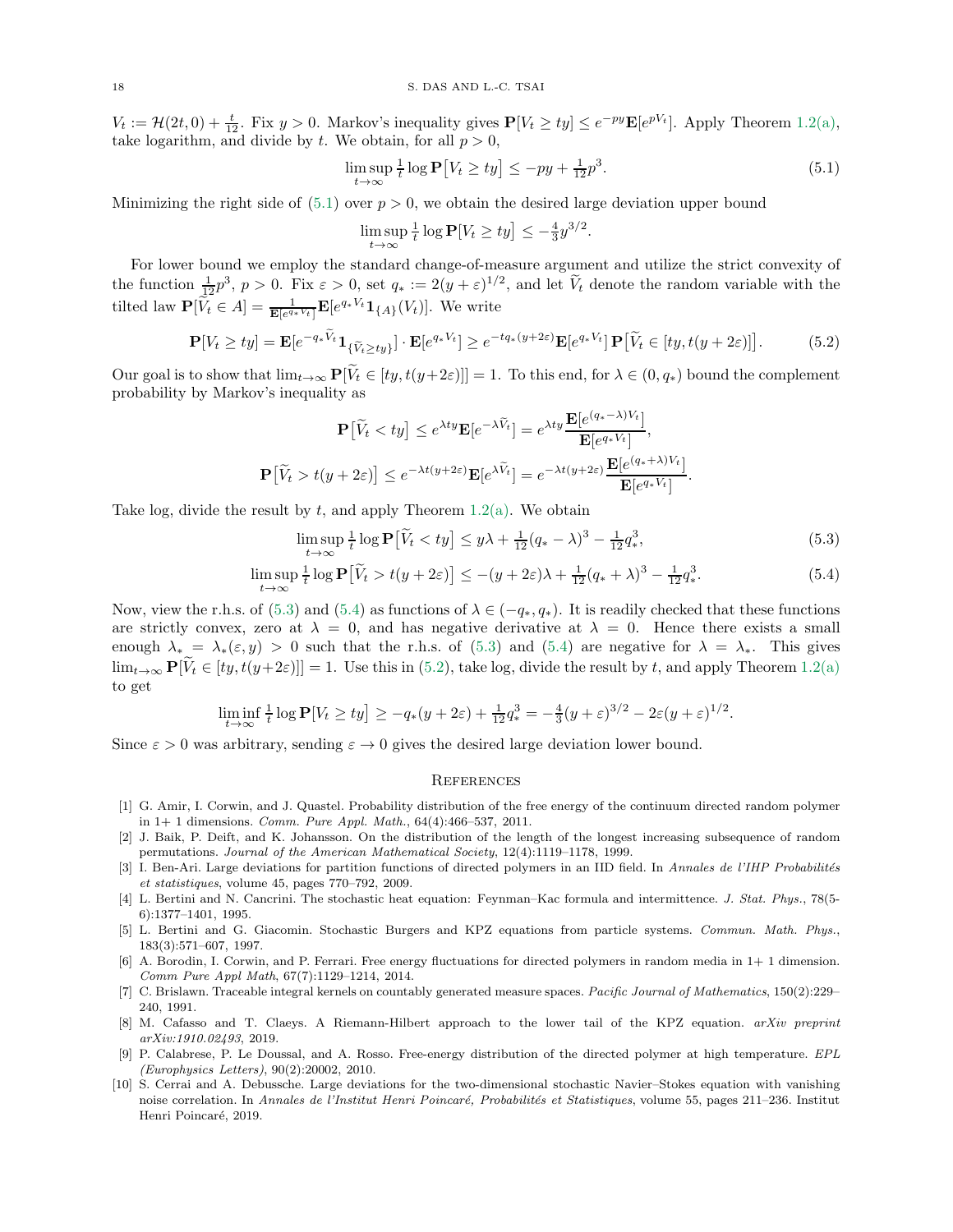$V_t := \mathcal{H}(2t, 0) + \frac{t}{12}$. Fix $y > 0$. Markov's inequality gives $\mathbf{P}[V_t \geq ty] \leq e^{-py}\mathbf{E}[e^{pV_t}]$. Apply Theorem 1.2(a), take logarithm, and divide by $t$. We obtain, for all $p > 0$,

$$\limsup_{t\to\infty} \tfrac{1}{t} \log \mathbf{P}\big[V_t \geq ty\big] \leq -py + \tfrac{1}{12}p^3. \tag{5.1}$$

Minimizing the right side of (5.1) over $p > 0$, we obtain the desired large deviation upper bound

$$\limsup_{t\to\infty} \tfrac{1}{t} \log \mathbf{P}[V_t \geq ty] \leq -\tfrac{4}{3}y^{3/2}.$$

For lower bound we employ the standard change-of-measure argument and utilize the strict convexity of the function $\frac{1}{12}p^3$, $p > 0$. Fix $\varepsilon > 0$, set $q_* := 2(y+\varepsilon)^{1/2}$, and let $\widetilde{V}_t$ denote the random variable with the tilted law $\mathbf{P}[\widetilde{V}_t \in A] = \frac{1}{\mathbf{E}[e^{q_* V_t}]}\mathbf{E}[e^{q_* V_t}\mathbf{1}_{\{A\}}(V_t)]$. We write

$$\mathbf{P}[V_t \geq ty] = \mathbf{E}[e^{-q_*\widetilde{V}_t}\mathbf{1}_{\{\widetilde{V}_t \geq ty\}}] \cdot \mathbf{E}[e^{q_* V_t}] \geq e^{-tq_*(y+2\varepsilon)}\mathbf{E}[e^{q_* V_t}]\, \mathbf{P}\big[\widetilde{V}_t \in [ty, t(y+2\varepsilon)]\big]. \tag{5.2}$$

Our goal is to show that $\lim_{t\to\infty} \mathbf{P}[\widetilde{V}_t \in [ty, t(y+2\varepsilon)]] = 1$. To this end, for $\lambda \in (0, q_*)$ bound the complement probability by Markov's inequality as

$$\mathbf{P}\big[\widetilde{V}_t < ty\big] \leq e^{\lambda t y}\mathbf{E}[e^{-\lambda \widetilde{V}_t}] = e^{\lambda t y}\frac{\mathbf{E}[e^{(q_*-\lambda)V_t}]}{\mathbf{E}[e^{q_* V_t}]},$$

$$\mathbf{P}\big[\widetilde{V}_t > t(y+2\varepsilon)\big] \leq e^{-\lambda t(y+2\varepsilon)}\mathbf{E}[e^{\lambda \widetilde{V}_t}] = e^{-\lambda t(y+2\varepsilon)}\frac{\mathbf{E}[e^{(q_*+\lambda)V_t}]}{\mathbf{E}[e^{q_* V_t}]}.$$

Take log, divide the result by $t$, and apply Theorem 1.2(a). We obtain

$$\limsup_{t\to\infty} \tfrac{1}{t}\log \mathbf{P}\big[\widetilde{V}_t < ty\big] \leq y\lambda + \tfrac{1}{12}(q_* - \lambda)^3 - \tfrac{1}{12}q_*^3, \tag{5.3}$$

$$\limsup_{t\to\infty} \tfrac{1}{t}\log \mathbf{P}\big[\widetilde{V}_t > t(y+2\varepsilon)\big] \leq -(y+2\varepsilon)\lambda + \tfrac{1}{12}(q_* + \lambda)^3 - \tfrac{1}{12}q_*^3. \tag{5.4}$$

Now, view the r.h.s. of (5.3) and (5.4) as functions of $\lambda \in (-q_*, q_*)$. It is readily checked that these functions are strictly convex, zero at $\lambda = 0$, and has negative derivative at $\lambda = 0$. Hence there exists a small enough $\lambda_* = \lambda_*(\varepsilon, y) > 0$ such that the r.h.s. of (5.3) and (5.4) are negative for $\lambda = \lambda_*$. This gives $\lim_{t\to\infty} \mathbf{P}[\widetilde{V}_t \in [ty, t(y+2\varepsilon)]] = 1$. Use this in (5.2), take log, divide the result by $t$, and apply Theorem 1.2(a) to get

$$\liminf_{t\to\infty} \tfrac{1}{t}\log \mathbf{P}[V_t \geq ty] \geq -q_*(y+2\varepsilon) + \tfrac{1}{12}q_*^3 = -\tfrac{4}{3}(y+\varepsilon)^{3/2} - 2\varepsilon(y+\varepsilon)^{1/2}.$$

Since $\varepsilon > 0$ was arbitrary, sending $\varepsilon \to 0$ gives the desired large deviation lower bound.

## References

[1] G. Amir, I. Corwin, and J. Quastel. Probability distribution of the free energy of the continuum directed random polymer in 1+ 1 dimensions. *Comm. Pure Appl. Math.*, 64(4):466–537, 2011.

[2] J. Baik, P. Deift, and K. Johansson. On the distribution of the length of the longest increasing subsequence of random permutations. *Journal of the American Mathematical Society*, 12(4):1119–1178, 1999.

[3] I. Ben-Ari. Large deviations for partition functions of directed polymers in an IID field. In *Annales de l'IHP Probabilités et statistiques*, volume 45, pages 770–792, 2009.

[4] L. Bertini and N. Cancrini. The stochastic heat equation: Feynman–Kac formula and intermittence. *J. Stat. Phys.*, 78(5-6):1377–1401, 1995.

[5] L. Bertini and G. Giacomin. Stochastic Burgers and KPZ equations from particle systems. *Commun. Math. Phys.*, 183(3):571–607, 1997.

[6] A. Borodin, I. Corwin, and P. Ferrari. Free energy fluctuations for directed polymers in random media in 1+ 1 dimension. *Comm Pure Appl Math*, 67(7):1129–1214, 2014.

[7] C. Brislawn. Traceable integral kernels on countably generated measure spaces. *Pacific Journal of Mathematics*, 150(2):229–240, 1991.

[8] M. Cafasso and T. Claeys. A Riemann-Hilbert approach to the lower tail of the KPZ equation. *arXiv preprint arXiv:1910.02493*, 2019.

[9] P. Calabrese, P. Le Doussal, and A. Rosso. Free-energy distribution of the directed polymer at high temperature. *EPL (Europhysics Letters)*, 90(2):20002, 2010.

[10] S. Cerrai and A. Debussche. Large deviations for the two-dimensional stochastic Navier–Stokes equation with vanishing noise correlation. In *Annales de l'Institut Henri Poincaré, Probabilités et Statistiques*, volume 55, pages 211–236. Institut Henri Poincaré, 2019.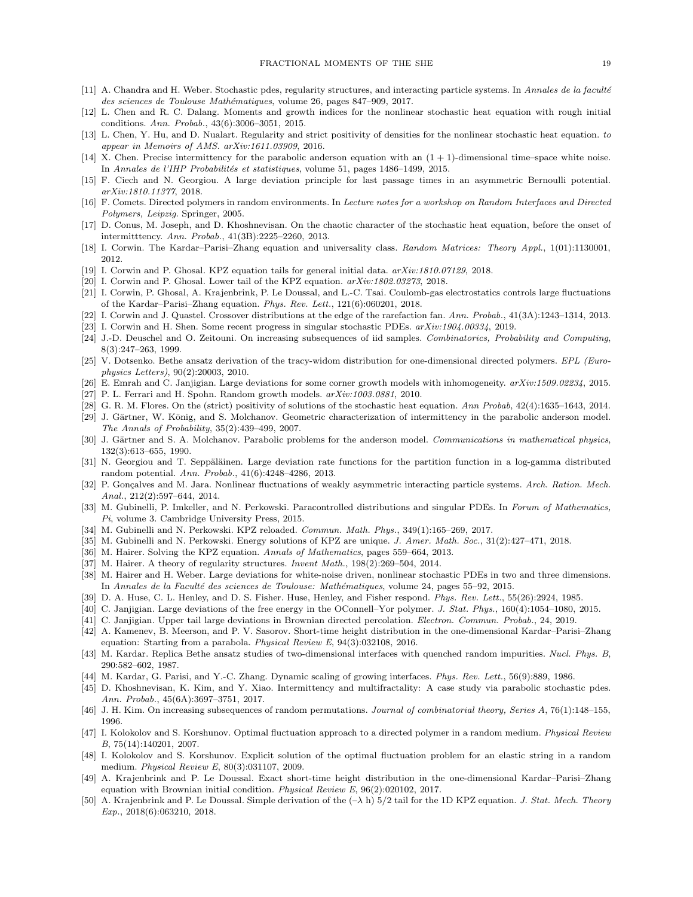[11] A. Chandra and H. Weber. Stochastic pdes, regularity structures, and interacting particle systems. In *Annales de la faculté des sciences de Toulouse Mathématiques*, volume 26, pages 847–909, 2017.

[12] L. Chen and R. C. Dalang. Moments and growth indices for the nonlinear stochastic heat equation with rough initial conditions. *Ann. Probab.*, 43(6):3006–3051, 2015.

[13] L. Chen, Y. Hu, and D. Nualart. Regularity and strict positivity of densities for the nonlinear stochastic heat equation. *to appear in Memoirs of AMS. arXiv:1611.03909*, 2016.

[14] X. Chen. Precise intermittency for the parabolic anderson equation with an $(1+1)$-dimensional time–space white noise. In *Annales de l'IHP Probabilités et statistiques*, volume 51, pages 1486–1499, 2015.

[15] F. Ciech and N. Georgiou. A large deviation principle for last passage times in an asymmetric Bernoulli potential. *arXiv:1810.11377*, 2018.

[16] F. Comets. Directed polymers in random environments. In *Lecture notes for a workshop on Random Interfaces and Directed Polymers, Leipzig*. Springer, 2005.

[17] D. Conus, M. Joseph, and D. Khoshnevisan. On the chaotic character of the stochastic heat equation, before the onset of intermitttency. *Ann. Probab.*, 41(3B):2225–2260, 2013.

[18] I. Corwin. The Kardar–Parisi–Zhang equation and universality class. *Random Matrices: Theory Appl.*, 1(01):1130001, 2012.

[19] I. Corwin and P. Ghosal. KPZ equation tails for general initial data. *arXiv:1810.07129*, 2018.

[20] I. Corwin and P. Ghosal. Lower tail of the KPZ equation. *arXiv:1802.03273*, 2018.

[21] I. Corwin, P. Ghosal, A. Krajenbrink, P. Le Doussal, and L.-C. Tsai. Coulomb-gas electrostatics controls large fluctuations of the Kardar–Parisi–Zhang equation. *Phys. Rev. Lett.*, 121(6):060201, 2018.

[22] I. Corwin and J. Quastel. Crossover distributions at the edge of the rarefaction fan. *Ann. Probab.*, 41(3A):1243–1314, 2013.

[23] I. Corwin and H. Shen. Some recent progress in singular stochastic PDEs. *arXiv:1904.00334*, 2019.

[24] J.-D. Deuschel and O. Zeitouni. On increasing subsequences of iid samples. *Combinatorics, Probability and Computing*, 8(3):247–263, 1999.

[25] V. Dotsenko. Bethe ansatz derivation of the tracy-widom distribution for one-dimensional directed polymers. *EPL (Europhysics Letters)*, 90(2):20003, 2010.

[26] E. Emrah and C. Janjigian. Large deviations for some corner growth models with inhomogeneity. *arXiv:1509.02234*, 2015.

[27] P. L. Ferrari and H. Spohn. Random growth models. *arXiv:1003.0881*, 2010.

[28] G. R. M. Flores. On the (strict) positivity of solutions of the stochastic heat equation. *Ann Probab*, 42(4):1635–1643, 2014.

[29] J. Gärtner, W. König, and S. Molchanov. Geometric characterization of intermittency in the parabolic anderson model. *The Annals of Probability*, 35(2):439–499, 2007.

[30] J. Gärtner and S. A. Molchanov. Parabolic problems for the anderson model. *Communications in mathematical physics*, 132(3):613–655, 1990.

[31] N. Georgiou and T. Seppäläinen. Large deviation rate functions for the partition function in a log-gamma distributed random potential. *Ann. Probab.*, 41(6):4248–4286, 2013.

[32] P. Gonçalves and M. Jara. Nonlinear fluctuations of weakly asymmetric interacting particle systems. *Arch. Ration. Mech. Anal.*, 212(2):597–644, 2014.

[33] M. Gubinelli, P. Imkeller, and N. Perkowski. Paracontrolled distributions and singular PDEs. In *Forum of Mathematics, Pi*, volume 3. Cambridge University Press, 2015.

[34] M. Gubinelli and N. Perkowski. KPZ reloaded. *Commun. Math. Phys.*, 349(1):165–269, 2017.

[35] M. Gubinelli and N. Perkowski. Energy solutions of KPZ are unique. *J. Amer. Math. Soc.*, 31(2):427–471, 2018.

[36] M. Hairer. Solving the KPZ equation. *Annals of Mathematics*, pages 559–664, 2013.

[37] M. Hairer. A theory of regularity structures. *Invent Math.*, 198(2):269–504, 2014.

[38] M. Hairer and H. Weber. Large deviations for white-noise driven, nonlinear stochastic PDEs in two and three dimensions. In *Annales de la Faculté des sciences de Toulouse: Mathématiques*, volume 24, pages 55–92, 2015.

[39] D. A. Huse, C. L. Henley, and D. S. Fisher. Huse, Henley, and Fisher respond. *Phys. Rev. Lett.*, 55(26):2924, 1985.

[40] C. Janjigian. Large deviations of the free energy in the OConnell–Yor polymer. *J. Stat. Phys.*, 160(4):1054–1080, 2015.

[41] C. Janjigian. Upper tail large deviations in Brownian directed percolation. *Electron. Commun. Probab.*, 24, 2019.

[42] A. Kamenev, B. Meerson, and P. V. Sasorov. Short-time height distribution in the one-dimensional Kardar–Parisi–Zhang equation: Starting from a parabola. *Physical Review E*, 94(3):032108, 2016.

[43] M. Kardar. Replica Bethe ansatz studies of two-dimensional interfaces with quenched random impurities. *Nucl. Phys. B*, 290:582–602, 1987.

[44] M. Kardar, G. Parisi, and Y.-C. Zhang. Dynamic scaling of growing interfaces. *Phys. Rev. Lett.*, 56(9):889, 1986.

[45] D. Khoshnevisan, K. Kim, and Y. Xiao. Intermittency and multifractality: A case study via parabolic stochastic pdes. *Ann. Probab.*, 45(6A):3697–3751, 2017.

[46] J. H. Kim. On increasing subsequences of random permutations. *Journal of combinatorial theory, Series A*, 76(1):148–155, 1996.

[47] I. Kolokolov and S. Korshunov. Optimal fluctuation approach to a directed polymer in a random medium. *Physical Review B*, 75(14):140201, 2007.

[48] I. Kolokolov and S. Korshunov. Explicit solution of the optimal fluctuation problem for an elastic string in a random medium. *Physical Review E*, 80(3):031107, 2009.

[49] A. Krajenbrink and P. Le Doussal. Exact short-time height distribution in the one-dimensional Kardar–Parisi–Zhang equation with Brownian initial condition. *Physical Review E*, 96(2):020102, 2017.

[50] A. Krajenbrink and P. Le Doussal. Simple derivation of the $(-\lambda \text{ h})$ 5/2 tail for the 1D KPZ equation. *J. Stat. Mech. Theory Exp.*, 2018(6):063210, 2018.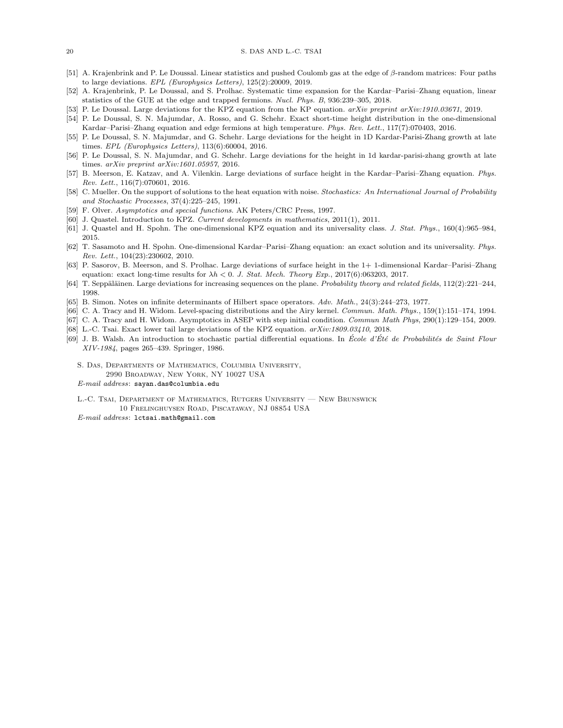[51] A. Krajenbrink and P. Le Doussal. Linear statistics and pushed Coulomb gas at the edge of $\beta$-random matrices: Four paths to large deviations. *EPL (Europhysics Letters)*, 125(2):20009, 2019.

[52] A. Krajenbrink, P. Le Doussal, and S. Prolhac. Systematic time expansion for the Kardar–Parisi–Zhang equation, linear statistics of the GUE at the edge and trapped fermions. *Nucl. Phys. B*, 936:239–305, 2018.

[53] P. Le Doussal. Large deviations for the KPZ equation from the KP equation. *arXiv preprint arXiv:1910.03671*, 2019.

[54] P. Le Doussal, S. N. Majumdar, A. Rosso, and G. Schehr. Exact short-time height distribution in the one-dimensional Kardar–Parisi–Zhang equation and edge fermions at high temperature. *Phys. Rev. Lett.*, 117(7):070403, 2016.

[55] P. Le Doussal, S. N. Majumdar, and G. Schehr. Large deviations for the height in 1D Kardar-Parisi-Zhang growth at late times. *EPL (Europhysics Letters)*, 113(6):60004, 2016.

[56] P. Le Doussal, S. N. Majumdar, and G. Schehr. Large deviations for the height in 1d kardar-parisi-zhang growth at late times. *arXiv preprint arXiv:1601.05957*, 2016.

[57] B. Meerson, E. Katzav, and A. Vilenkin. Large deviations of surface height in the Kardar–Parisi–Zhang equation. *Phys. Rev. Lett.*, 116(7):070601, 2016.

[58] C. Mueller. On the support of solutions to the heat equation with noise. *Stochastics: An International Journal of Probability and Stochastic Processes*, 37(4):225–245, 1991.

[59] F. Olver. *Asymptotics and special functions*. AK Peters/CRC Press, 1997.

[60] J. Quastel. Introduction to KPZ. *Current developments in mathematics*, 2011(1), 2011.

[61] J. Quastel and H. Spohn. The one-dimensional KPZ equation and its universality class. *J. Stat. Phys.*, 160(4):965–984, 2015.

[62] T. Sasamoto and H. Spohn. One-dimensional Kardar–Parisi–Zhang equation: an exact solution and its universality. *Phys. Rev. Lett.*, 104(23):230602, 2010.

[63] P. Sasorov, B. Meerson, and S. Prolhac. Large deviations of surface height in the 1+ 1-dimensional Kardar–Parisi–Zhang equation: exact long-time results for $\lambda h < 0$. *J. Stat. Mech. Theory Exp.*, 2017(6):063203, 2017.

[64] T. Seppäläinen. Large deviations for increasing sequences on the plane. *Probability theory and related fields*, 112(2):221–244, 1998.

[65] B. Simon. Notes on infinite determinants of Hilbert space operators. *Adv. Math.*, 24(3):244–273, 1977.

[66] C. A. Tracy and H. Widom. Level-spacing distributions and the Airy kernel. *Commun. Math. Phys.*, 159(1):151–174, 1994.

[67] C. A. Tracy and H. Widom. Asymptotics in ASEP with step initial condition. *Commun Math Phys*, 290(1):129–154, 2009.

[68] L.-C. Tsai. Exact lower tail large deviations of the KPZ equation. *arXiv:1809.03410*, 2018.

[69] J. B. Walsh. An introduction to stochastic partial differential equations. In *École d'Été de Probabilités de Saint Flour XIV-1984*, pages 265–439. Springer, 1986.

S. Das, Departments of Mathematics, Columbia University,
2990 Broadway, New York, NY 10027 USA
*E-mail address*: `sayan.das@columbia.edu`

L.-C. Tsai, Department of Mathematics, Rutgers University — New Brunswick
10 Frelinghuysen Road, Piscataway, NJ 08854 USA
*E-mail address*: `lctsai.math@gmail.com`